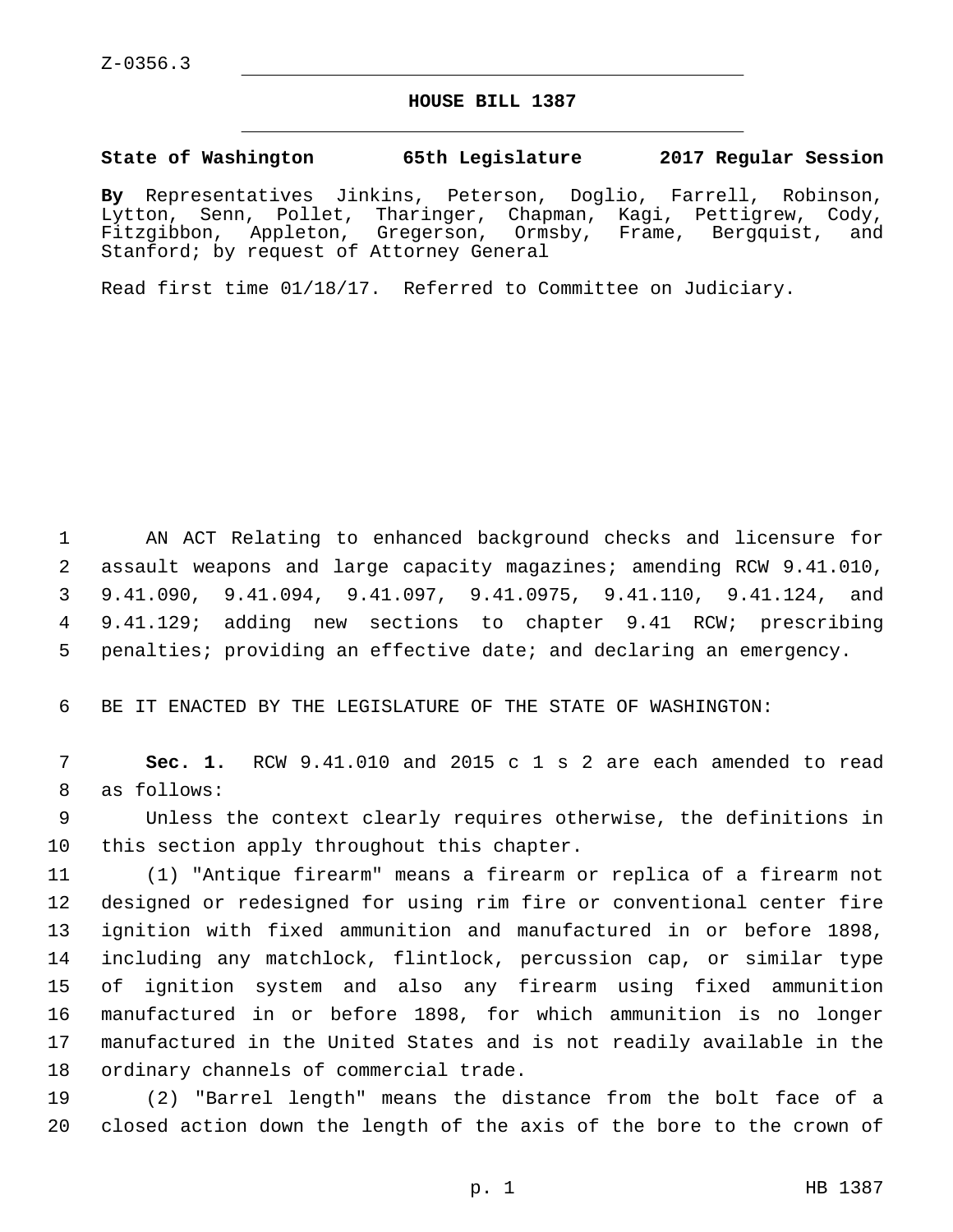Z-0356.3

# HOUSE BILL 1387

**State of Washington 65th Legislature 2017 Regular Session**

**By** Representatives Jinkins, Peterson, Doglio, Farrell, Robinson, Lytton, Senn, Pollet, Tharinger, Chapman, Kagi, Pettigrew, Cody, Fitzgibbon, Appleton, Gregerson, Ormsby, Frame, Bergquist, and Stanford; by request of Attorney General

Read first time 01/18/17. Referred to Committee on Judiciary.

1 AN ACT Relating to enhanced background checks and licensure for
2 assault weapons and large capacity magazines; amending RCW 9.41.010,
3 9.41.090, 9.41.094, 9.41.097, 9.41.0975, 9.41.110, 9.41.124, and
4 9.41.129; adding new sections to chapter 9.41 RCW; prescribing
5 penalties; providing an effective date; and declaring an emergency.

6 BE IT ENACTED BY THE LEGISLATURE OF THE STATE OF WASHINGTON:

7 **Sec. 1.** RCW 9.41.010 and 2015 c 1 s 2 are each amended to read
8 as follows:

9 Unless the context clearly requires otherwise, the definitions in
10 this section apply throughout this chapter.

11 (1) "Antique firearm" means a firearm or replica of a firearm not
12 designed or redesigned for using rim fire or conventional center fire
13 ignition with fixed ammunition and manufactured in or before 1898,
14 including any matchlock, flintlock, percussion cap, or similar type
15 of ignition system and also any firearm using fixed ammunition
16 manufactured in or before 1898, for which ammunition is no longer
17 manufactured in the United States and is not readily available in the
18 ordinary channels of commercial trade.

19 (2) "Barrel length" means the distance from the bolt face of a
20 closed action down the length of the axis of the bore to the crown of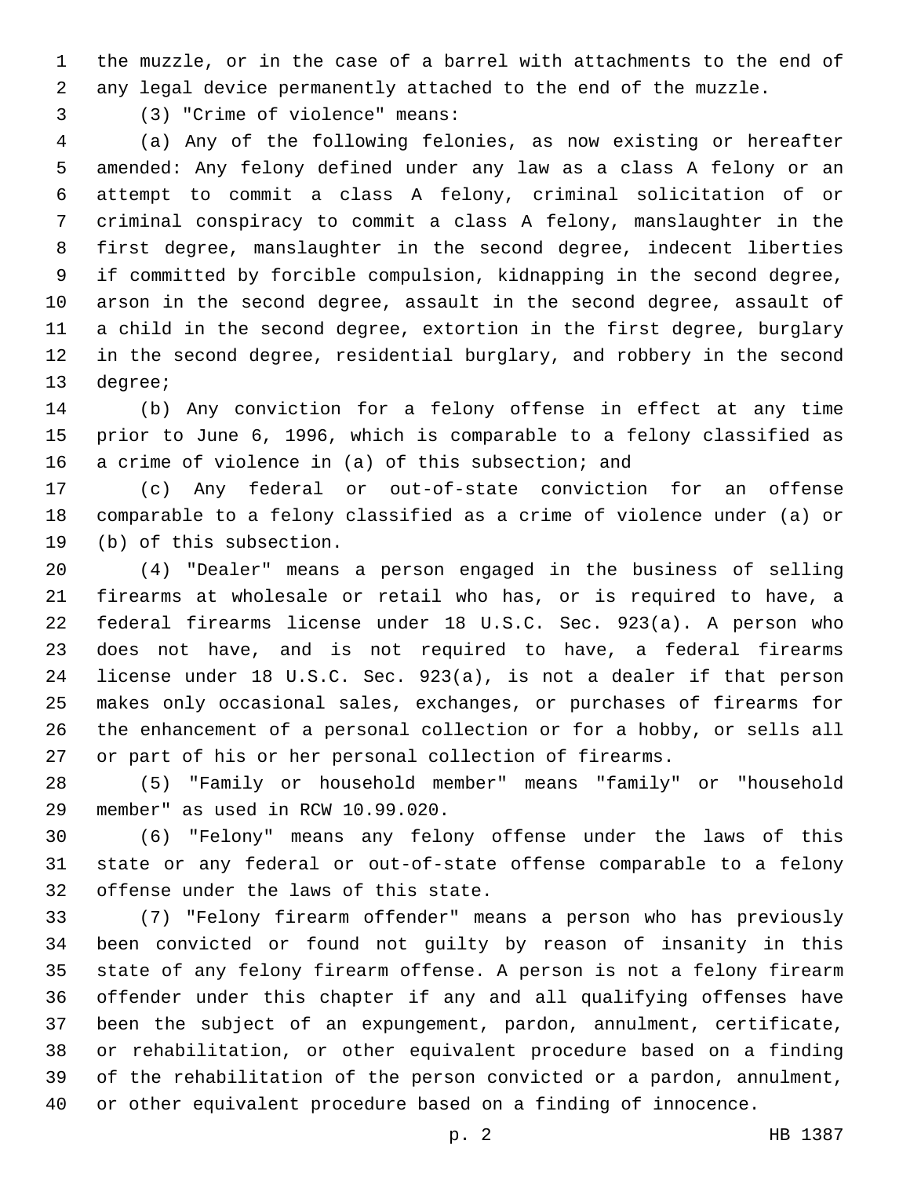the muzzle, or in the case of a barrel with attachments to the end of any legal device permanently attached to the end of the muzzle.

(3) "Crime of violence" means:

(a) Any of the following felonies, as now existing or hereafter amended: Any felony defined under any law as a class A felony or an attempt to commit a class A felony, criminal solicitation of or criminal conspiracy to commit a class A felony, manslaughter in the first degree, manslaughter in the second degree, indecent liberties if committed by forcible compulsion, kidnapping in the second degree, arson in the second degree, assault in the second degree, assault of a child in the second degree, extortion in the first degree, burglary in the second degree, residential burglary, and robbery in the second degree;

(b) Any conviction for a felony offense in effect at any time prior to June 6, 1996, which is comparable to a felony classified as a crime of violence in (a) of this subsection; and

(c) Any federal or out-of-state conviction for an offense comparable to a felony classified as a crime of violence under (a) or (b) of this subsection.

(4) "Dealer" means a person engaged in the business of selling firearms at wholesale or retail who has, or is required to have, a federal firearms license under 18 U.S.C. Sec. 923(a). A person who does not have, and is not required to have, a federal firearms license under 18 U.S.C. Sec. 923(a), is not a dealer if that person makes only occasional sales, exchanges, or purchases of firearms for the enhancement of a personal collection or for a hobby, or sells all or part of his or her personal collection of firearms.

(5) "Family or household member" means "family" or "household member" as used in RCW 10.99.020.

(6) "Felony" means any felony offense under the laws of this state or any federal or out-of-state offense comparable to a felony offense under the laws of this state.

(7) "Felony firearm offender" means a person who has previously been convicted or found not guilty by reason of insanity in this state of any felony firearm offense. A person is not a felony firearm offender under this chapter if any and all qualifying offenses have been the subject of an expungement, pardon, annulment, certificate, or rehabilitation, or other equivalent procedure based on a finding of the rehabilitation of the person convicted or a pardon, annulment, or other equivalent procedure based on a finding of innocence.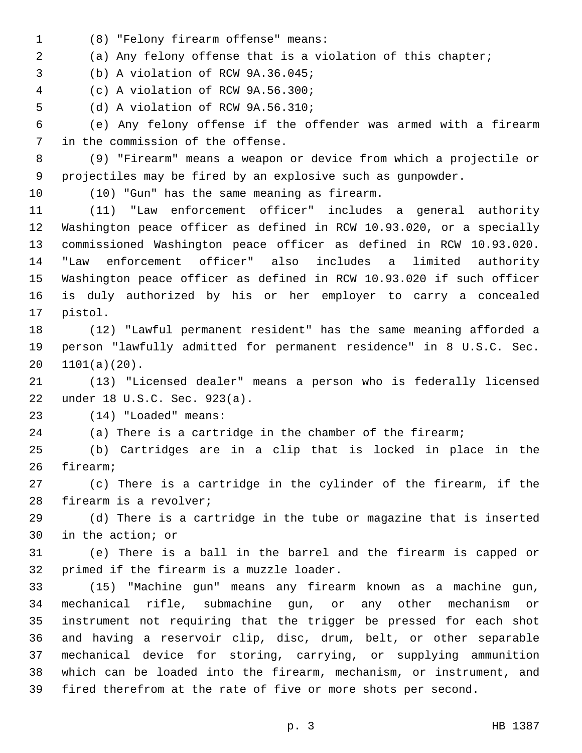(8) "Felony firearm offense" means:

(a) Any felony offense that is a violation of this chapter;

(b) A violation of RCW 9A.36.045;

(c) A violation of RCW 9A.56.300;

(d) A violation of RCW 9A.56.310;

(e) Any felony offense if the offender was armed with a firearm in the commission of the offense.

(9) "Firearm" means a weapon or device from which a projectile or projectiles may be fired by an explosive such as gunpowder.

(10) "Gun" has the same meaning as firearm.

(11) "Law enforcement officer" includes a general authority Washington peace officer as defined in RCW 10.93.020, or a specially commissioned Washington peace officer as defined in RCW 10.93.020. "Law enforcement officer" also includes a limited authority Washington peace officer as defined in RCW 10.93.020 if such officer is duly authorized by his or her employer to carry a concealed pistol.

(12) "Lawful permanent resident" has the same meaning afforded a person "lawfully admitted for permanent residence" in 8 U.S.C. Sec. 1101(a)(20).

(13) "Licensed dealer" means a person who is federally licensed under 18 U.S.C. Sec. 923(a).

(14) "Loaded" means:

(a) There is a cartridge in the chamber of the firearm;

(b) Cartridges are in a clip that is locked in place in the firearm;

(c) There is a cartridge in the cylinder of the firearm, if the firearm is a revolver;

(d) There is a cartridge in the tube or magazine that is inserted in the action; or

(e) There is a ball in the barrel and the firearm is capped or primed if the firearm is a muzzle loader.

(15) "Machine gun" means any firearm known as a machine gun, mechanical rifle, submachine gun, or any other mechanism or instrument not requiring that the trigger be pressed for each shot and having a reservoir clip, disc, drum, belt, or other separable mechanical device for storing, carrying, or supplying ammunition which can be loaded into the firearm, mechanism, or instrument, and fired therefrom at the rate of five or more shots per second.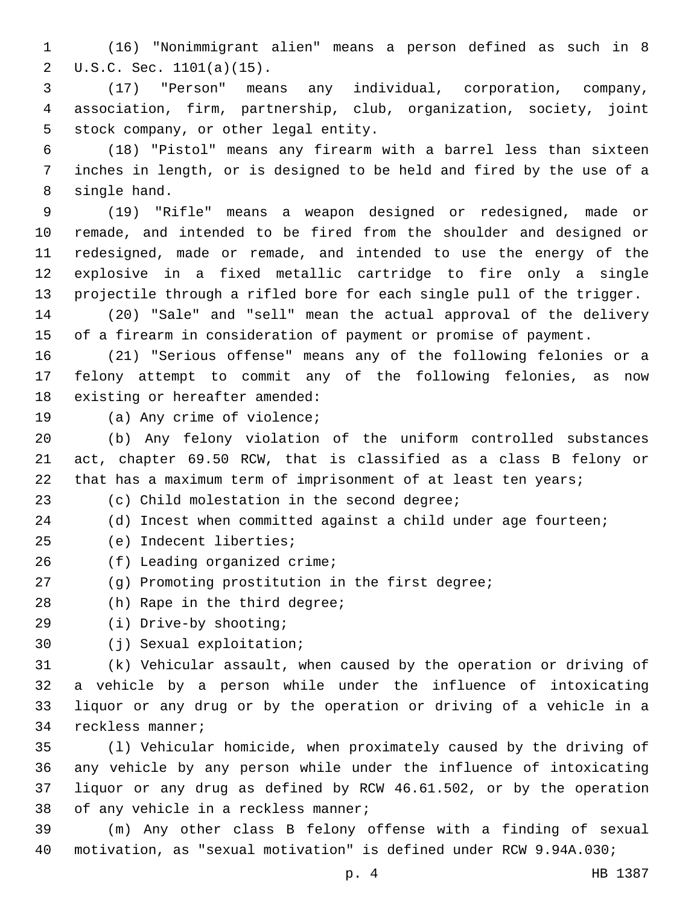(16) "Nonimmigrant alien" means a person defined as such in 8 U.S.C. Sec. 1101(a)(15).

(17) "Person" means any individual, corporation, company, association, firm, partnership, club, organization, society, joint stock company, or other legal entity.

(18) "Pistol" means any firearm with a barrel less than sixteen inches in length, or is designed to be held and fired by the use of a single hand.

(19) "Rifle" means a weapon designed or redesigned, made or remade, and intended to be fired from the shoulder and designed or redesigned, made or remade, and intended to use the energy of the explosive in a fixed metallic cartridge to fire only a single projectile through a rifled bore for each single pull of the trigger.

(20) "Sale" and "sell" mean the actual approval of the delivery of a firearm in consideration of payment or promise of payment.

(21) "Serious offense" means any of the following felonies or a felony attempt to commit any of the following felonies, as now existing or hereafter amended:

(a) Any crime of violence;

(b) Any felony violation of the uniform controlled substances act, chapter 69.50 RCW, that is classified as a class B felony or that has a maximum term of imprisonment of at least ten years;

(c) Child molestation in the second degree;

(d) Incest when committed against a child under age fourteen;

(e) Indecent liberties;

(f) Leading organized crime;

(g) Promoting prostitution in the first degree;

(h) Rape in the third degree;

(i) Drive-by shooting;

(j) Sexual exploitation;

(k) Vehicular assault, when caused by the operation or driving of a vehicle by a person while under the influence of intoxicating liquor or any drug or by the operation or driving of a vehicle in a reckless manner;

(l) Vehicular homicide, when proximately caused by the driving of any vehicle by any person while under the influence of intoxicating liquor or any drug as defined by RCW 46.61.502, or by the operation of any vehicle in a reckless manner;

(m) Any other class B felony offense with a finding of sexual motivation, as "sexual motivation" is defined under RCW 9.94A.030;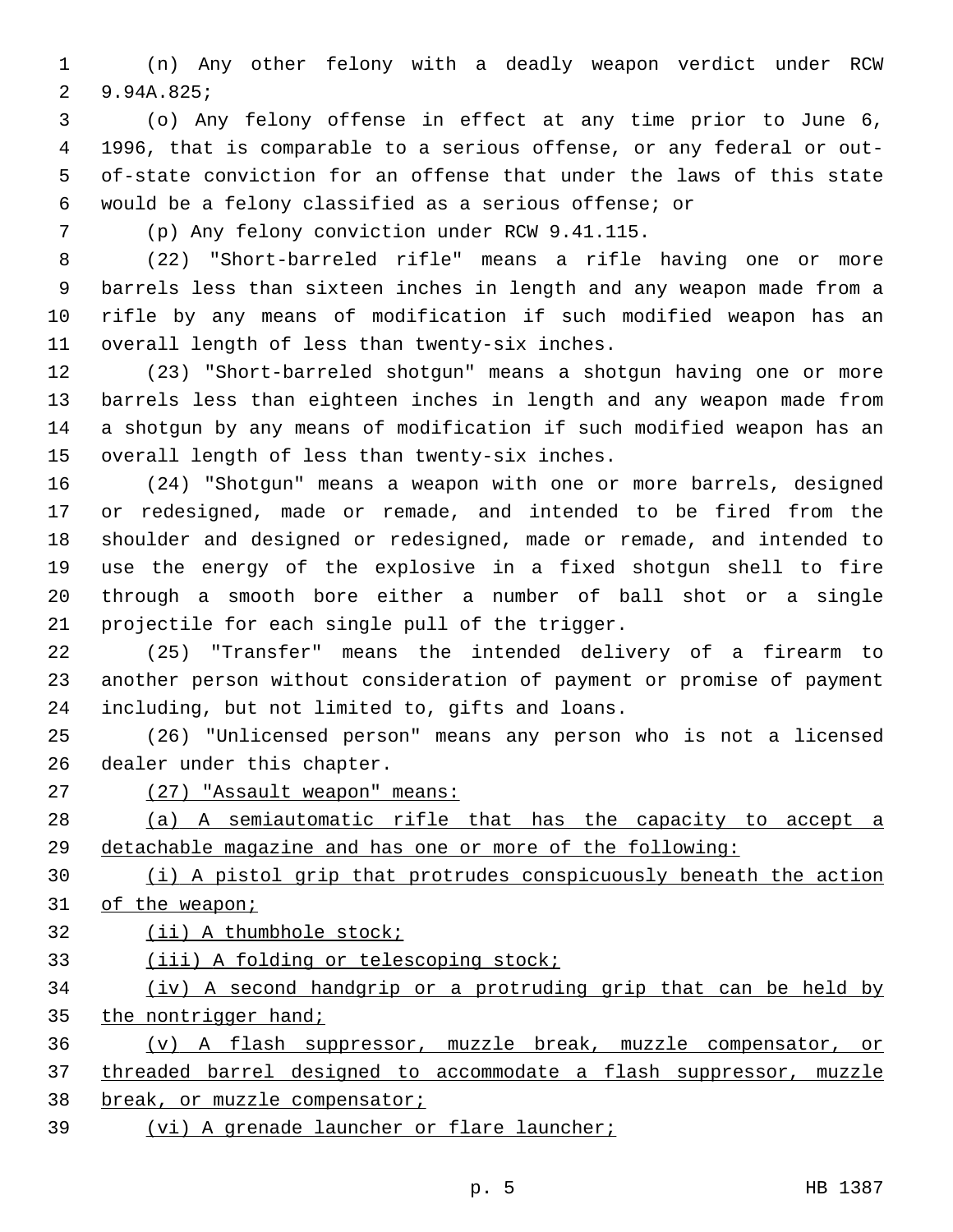(n) Any other felony with a deadly weapon verdict under RCW 9.94A.825;

(o) Any felony offense in effect at any time prior to June 6, 1996, that is comparable to a serious offense, or any federal or out-of-state conviction for an offense that under the laws of this state would be a felony classified as a serious offense; or

(p) Any felony conviction under RCW 9.41.115.

(22) "Short-barreled rifle" means a rifle having one or more barrels less than sixteen inches in length and any weapon made from a rifle by any means of modification if such modified weapon has an overall length of less than twenty-six inches.

(23) "Short-barreled shotgun" means a shotgun having one or more barrels less than eighteen inches in length and any weapon made from a shotgun by any means of modification if such modified weapon has an overall length of less than twenty-six inches.

(24) "Shotgun" means a weapon with one or more barrels, designed or redesigned, made or remade, and intended to be fired from the shoulder and designed or redesigned, made or remade, and intended to use the energy of the explosive in a fixed shotgun shell to fire through a smooth bore either a number of ball shot or a single projectile for each single pull of the trigger.

(25) "Transfer" means the intended delivery of a firearm to another person without consideration of payment or promise of payment including, but not limited to, gifts and loans.

(26) "Unlicensed person" means any person who is not a licensed dealer under this chapter.

<u>(27) "Assault weapon" means:</u>

<u>(a) A semiautomatic rifle that has the capacity to accept a detachable magazine and has one or more of the following:</u>

<u>(i) A pistol grip that protrudes conspicuously beneath the action of the weapon;</u>

<u>(ii) A thumbhole stock;</u>

<u>(iii) A folding or telescoping stock;</u>

<u>(iv) A second handgrip or a protruding grip that can be held by the nontrigger hand;</u>

<u>(v) A flash suppressor, muzzle break, muzzle compensator, or threaded barrel designed to accommodate a flash suppressor, muzzle break, or muzzle compensator;</u>

<u>(vi) A grenade launcher or flare launcher;</u>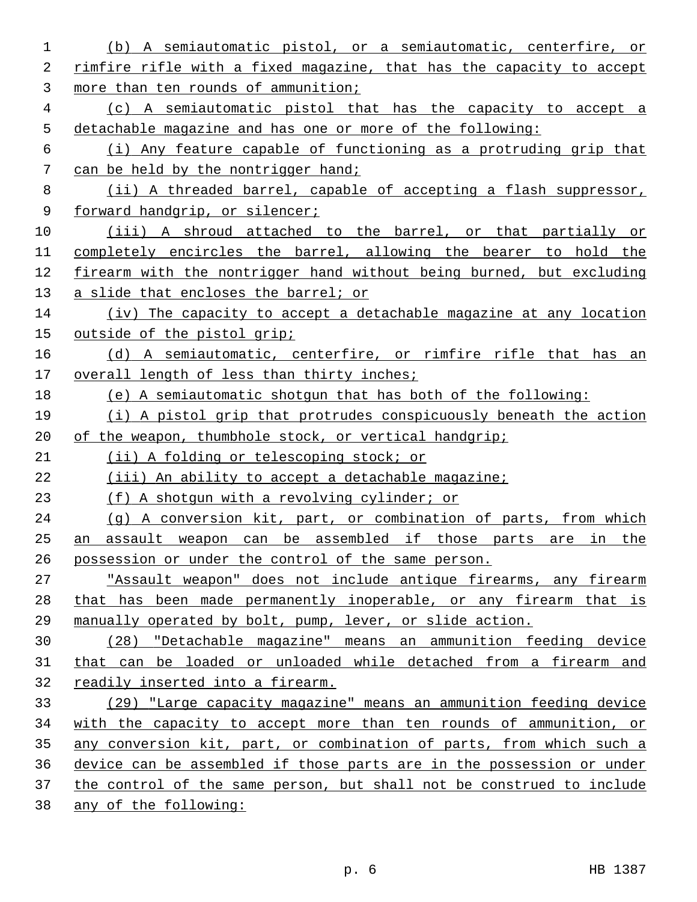(b) A semiautomatic pistol, or a semiautomatic, centerfire, or rimfire rifle with a fixed magazine, that has the capacity to accept more than ten rounds of ammunition;

(c) A semiautomatic pistol that has the capacity to accept a detachable magazine and has one or more of the following:

(i) Any feature capable of functioning as a protruding grip that can be held by the nontrigger hand;

(ii) A threaded barrel, capable of accepting a flash suppressor, forward handgrip, or silencer;

(iii) A shroud attached to the barrel, or that partially or completely encircles the barrel, allowing the bearer to hold the firearm with the nontrigger hand without being burned, but excluding a slide that encloses the barrel; or

(iv) The capacity to accept a detachable magazine at any location outside of the pistol grip;

(d) A semiautomatic, centerfire, or rimfire rifle that has an overall length of less than thirty inches;

(e) A semiautomatic shotgun that has both of the following:

(i) A pistol grip that protrudes conspicuously beneath the action of the weapon, thumbhole stock, or vertical handgrip;

(ii) A folding or telescoping stock; or

(iii) An ability to accept a detachable magazine;

(f) A shotgun with a revolving cylinder; or

(g) A conversion kit, part, or combination of parts, from which an assault weapon can be assembled if those parts are in the possession or under the control of the same person.

"Assault weapon" does not include antique firearms, any firearm that has been made permanently inoperable, or any firearm that is manually operated by bolt, pump, lever, or slide action.

(28) "Detachable magazine" means an ammunition feeding device that can be loaded or unloaded while detached from a firearm and readily inserted into a firearm.

(29) "Large capacity magazine" means an ammunition feeding device with the capacity to accept more than ten rounds of ammunition, or any conversion kit, part, or combination of parts, from which such a device can be assembled if those parts are in the possession or under the control of the same person, but shall not be construed to include any of the following: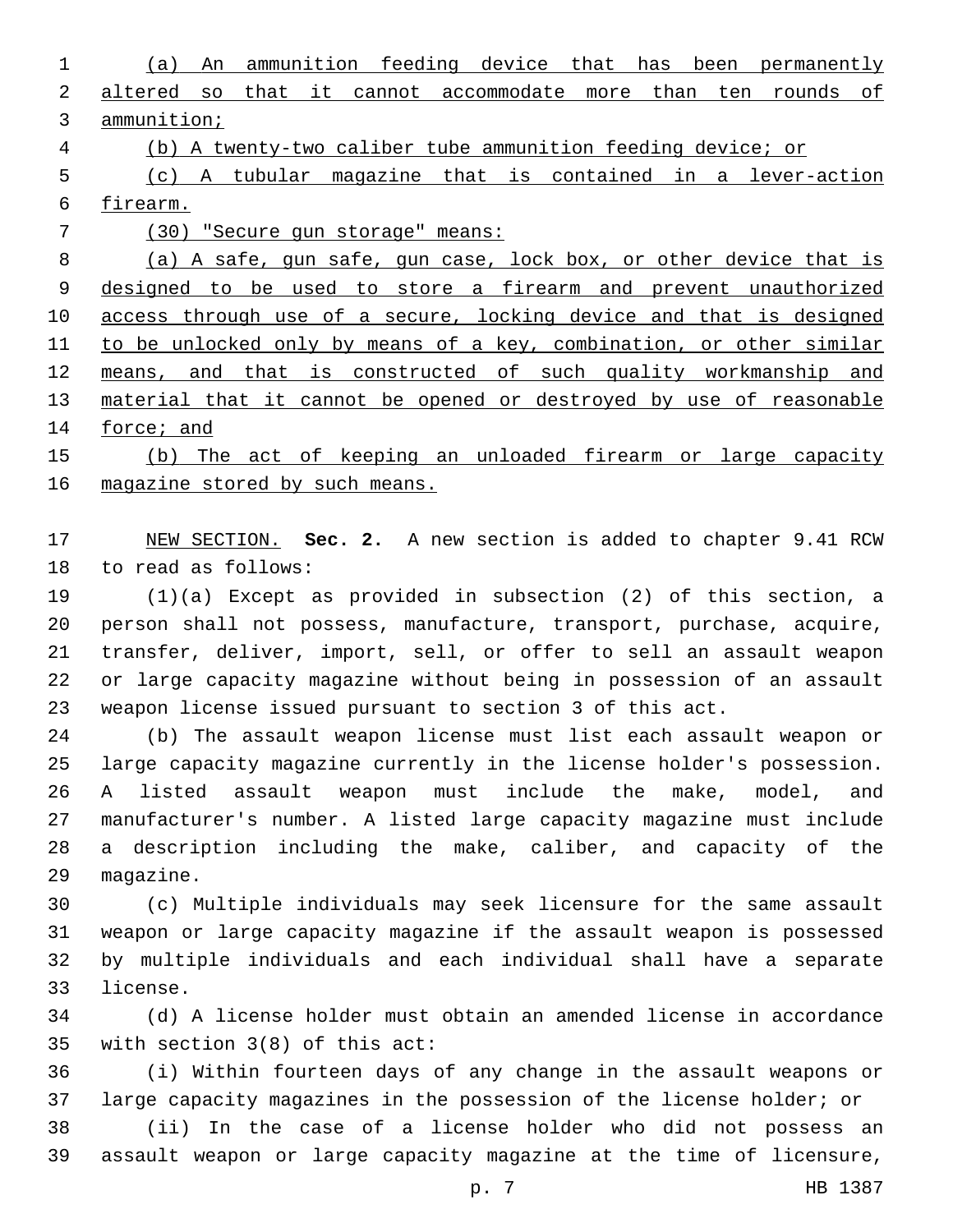(a) An ammunition feeding device that has been permanently altered so that it cannot accommodate more than ten rounds of ammunition;

(b) A twenty-two caliber tube ammunition feeding device; or

(c) A tubular magazine that is contained in a lever-action firearm.

(30) "Secure gun storage" means:

(a) A safe, gun safe, gun case, lock box, or other device that is designed to be used to store a firearm and prevent unauthorized access through use of a secure, locking device and that is designed to be unlocked only by means of a key, combination, or other similar means, and that is constructed of such quality workmanship and material that it cannot be opened or destroyed by use of reasonable force; and

(b) The act of keeping an unloaded firearm or large capacity magazine stored by such means.

NEW SECTION. **Sec. 2.** A new section is added to chapter 9.41 RCW to read as follows:

(1)(a) Except as provided in subsection (2) of this section, a person shall not possess, manufacture, transport, purchase, acquire, transfer, deliver, import, sell, or offer to sell an assault weapon or large capacity magazine without being in possession of an assault weapon license issued pursuant to section 3 of this act.

(b) The assault weapon license must list each assault weapon or large capacity magazine currently in the license holder's possession. A listed assault weapon must include the make, model, and manufacturer's number. A listed large capacity magazine must include a description including the make, caliber, and capacity of the magazine.

(c) Multiple individuals may seek licensure for the same assault weapon or large capacity magazine if the assault weapon is possessed by multiple individuals and each individual shall have a separate license.

(d) A license holder must obtain an amended license in accordance with section 3(8) of this act:

(i) Within fourteen days of any change in the assault weapons or large capacity magazines in the possession of the license holder; or

(ii) In the case of a license holder who did not possess an assault weapon or large capacity magazine at the time of licensure,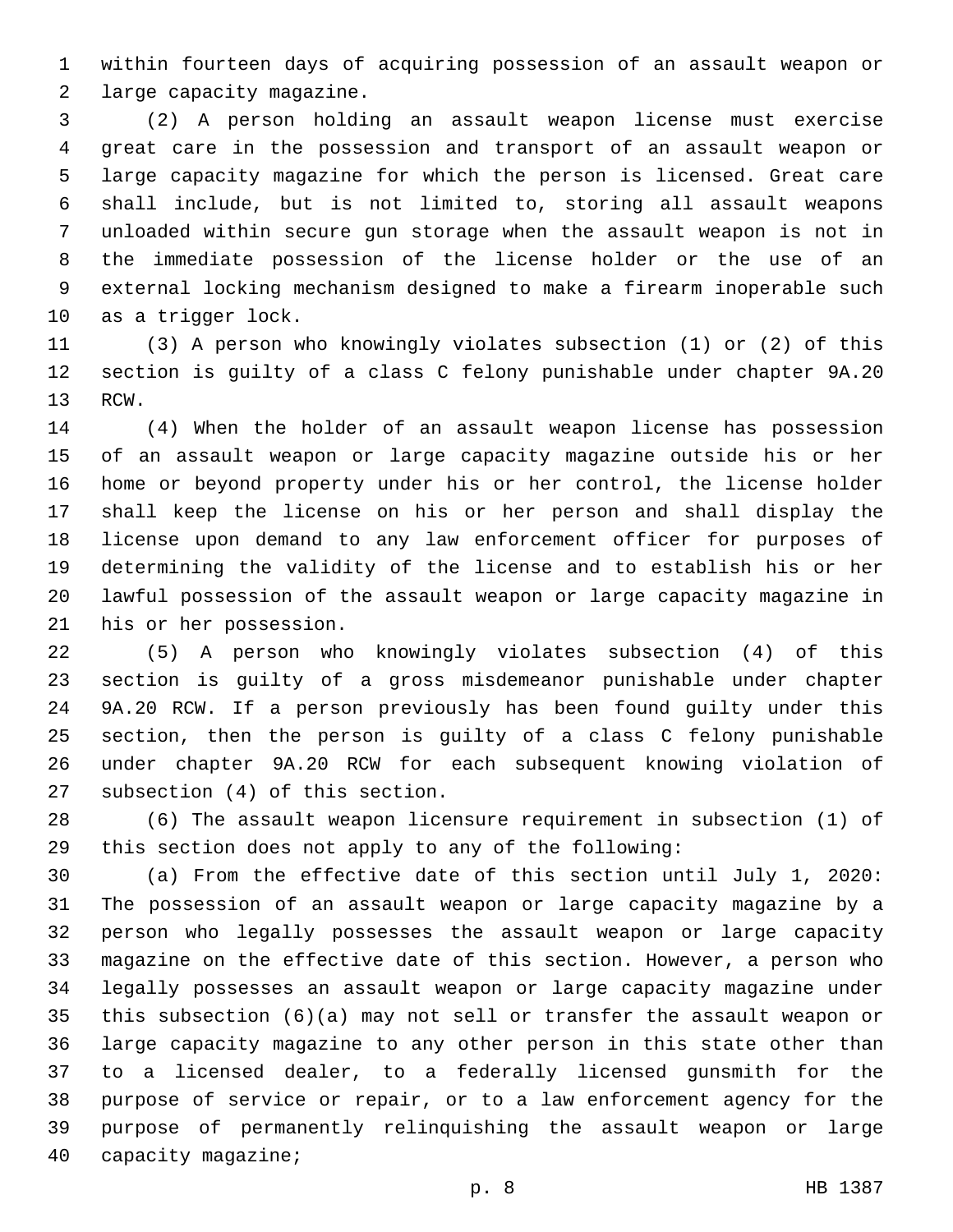within fourteen days of acquiring possession of an assault weapon or large capacity magazine.

(2) A person holding an assault weapon license must exercise great care in the possession and transport of an assault weapon or large capacity magazine for which the person is licensed. Great care shall include, but is not limited to, storing all assault weapons unloaded within secure gun storage when the assault weapon is not in the immediate possession of the license holder or the use of an external locking mechanism designed to make a firearm inoperable such as a trigger lock.

(3) A person who knowingly violates subsection (1) or (2) of this section is guilty of a class C felony punishable under chapter 9A.20 RCW.

(4) When the holder of an assault weapon license has possession of an assault weapon or large capacity magazine outside his or her home or beyond property under his or her control, the license holder shall keep the license on his or her person and shall display the license upon demand to any law enforcement officer for purposes of determining the validity of the license and to establish his or her lawful possession of the assault weapon or large capacity magazine in his or her possession.

(5) A person who knowingly violates subsection (4) of this section is guilty of a gross misdemeanor punishable under chapter 9A.20 RCW. If a person previously has been found guilty under this section, then the person is guilty of a class C felony punishable under chapter 9A.20 RCW for each subsequent knowing violation of subsection (4) of this section.

(6) The assault weapon licensure requirement in subsection (1) of this section does not apply to any of the following:

(a) From the effective date of this section until July 1, 2020: The possession of an assault weapon or large capacity magazine by a person who legally possesses the assault weapon or large capacity magazine on the effective date of this section. However, a person who legally possesses an assault weapon or large capacity magazine under this subsection (6)(a) may not sell or transfer the assault weapon or large capacity magazine to any other person in this state other than to a licensed dealer, to a federally licensed gunsmith for the purpose of service or repair, or to a law enforcement agency for the purpose of permanently relinquishing the assault weapon or large capacity magazine;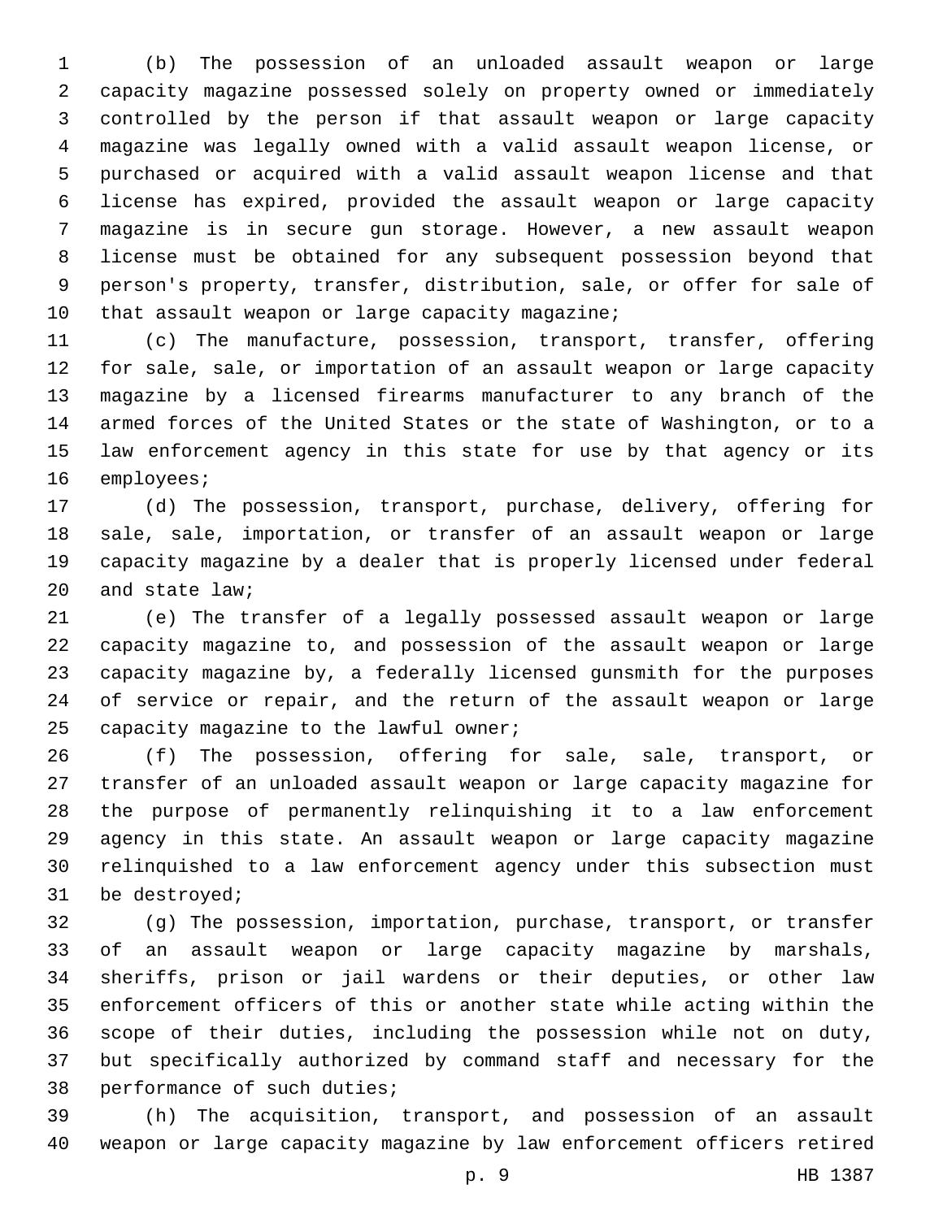(b) The possession of an unloaded assault weapon or large capacity magazine possessed solely on property owned or immediately controlled by the person if that assault weapon or large capacity magazine was legally owned with a valid assault weapon license, or purchased or acquired with a valid assault weapon license and that license has expired, provided the assault weapon or large capacity magazine is in secure gun storage. However, a new assault weapon license must be obtained for any subsequent possession beyond that person's property, transfer, distribution, sale, or offer for sale of that assault weapon or large capacity magazine;

(c) The manufacture, possession, transport, transfer, offering for sale, sale, or importation of an assault weapon or large capacity magazine by a licensed firearms manufacturer to any branch of the armed forces of the United States or the state of Washington, or to a law enforcement agency in this state for use by that agency or its employees;

(d) The possession, transport, purchase, delivery, offering for sale, sale, importation, or transfer of an assault weapon or large capacity magazine by a dealer that is properly licensed under federal and state law;

(e) The transfer of a legally possessed assault weapon or large capacity magazine to, and possession of the assault weapon or large capacity magazine by, a federally licensed gunsmith for the purposes of service or repair, and the return of the assault weapon or large capacity magazine to the lawful owner;

(f) The possession, offering for sale, sale, transport, or transfer of an unloaded assault weapon or large capacity magazine for the purpose of permanently relinquishing it to a law enforcement agency in this state. An assault weapon or large capacity magazine relinquished to a law enforcement agency under this subsection must be destroyed;

(g) The possession, importation, purchase, transport, or transfer of an assault weapon or large capacity magazine by marshals, sheriffs, prison or jail wardens or their deputies, or other law enforcement officers of this or another state while acting within the scope of their duties, including the possession while not on duty, but specifically authorized by command staff and necessary for the performance of such duties;

(h) The acquisition, transport, and possession of an assault weapon or large capacity magazine by law enforcement officers retired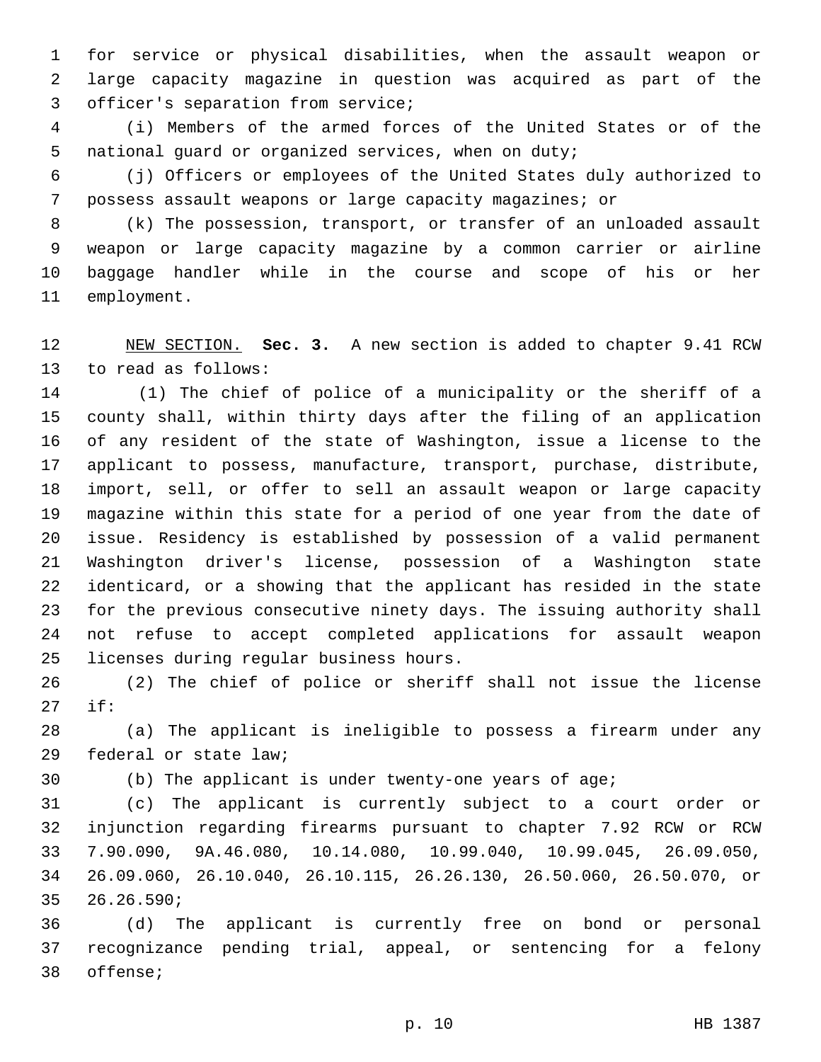for service or physical disabilities, when the assault weapon or large capacity magazine in question was acquired as part of the officer's separation from service;

(i) Members of the armed forces of the United States or of the national guard or organized services, when on duty;

(j) Officers or employees of the United States duly authorized to possess assault weapons or large capacity magazines; or

(k) The possession, transport, or transfer of an unloaded assault weapon or large capacity magazine by a common carrier or airline baggage handler while in the course and scope of his or her employment.

NEW SECTION. **Sec. 3.** A new section is added to chapter 9.41 RCW to read as follows:

(1) The chief of police of a municipality or the sheriff of a county shall, within thirty days after the filing of an application of any resident of the state of Washington, issue a license to the applicant to possess, manufacture, transport, purchase, distribute, import, sell, or offer to sell an assault weapon or large capacity magazine within this state for a period of one year from the date of issue. Residency is established by possession of a valid permanent Washington driver's license, possession of a Washington state identicard, or a showing that the applicant has resided in the state for the previous consecutive ninety days. The issuing authority shall not refuse to accept completed applications for assault weapon licenses during regular business hours.

(2) The chief of police or sheriff shall not issue the license if:

(a) The applicant is ineligible to possess a firearm under any federal or state law;

(b) The applicant is under twenty-one years of age;

(c) The applicant is currently subject to a court order or injunction regarding firearms pursuant to chapter 7.92 RCW or RCW 7.90.090, 9A.46.080, 10.14.080, 10.99.040, 10.99.045, 26.09.050, 26.09.060, 26.10.040, 26.10.115, 26.26.130, 26.50.060, 26.50.070, or 26.26.590;

(d) The applicant is currently free on bond or personal recognizance pending trial, appeal, or sentencing for a felony offense;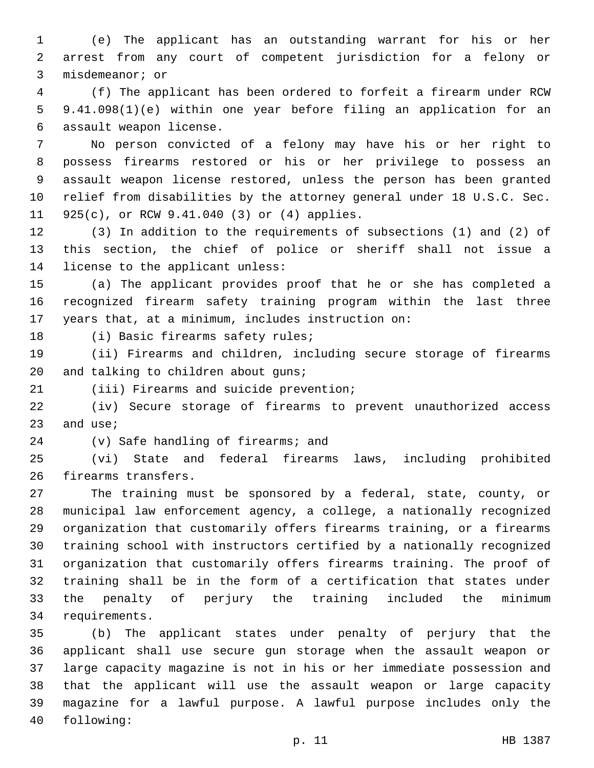(e) The applicant has an outstanding warrant for his or her arrest from any court of competent jurisdiction for a felony or misdemeanor; or

(f) The applicant has been ordered to forfeit a firearm under RCW 9.41.098(1)(e) within one year before filing an application for an assault weapon license.

No person convicted of a felony may have his or her right to possess firearms restored or his or her privilege to possess an assault weapon license restored, unless the person has been granted relief from disabilities by the attorney general under 18 U.S.C. Sec. 925(c), or RCW 9.41.040 (3) or (4) applies.

(3) In addition to the requirements of subsections (1) and (2) of this section, the chief of police or sheriff shall not issue a license to the applicant unless:

(a) The applicant provides proof that he or she has completed a recognized firearm safety training program within the last three years that, at a minimum, includes instruction on:

(i) Basic firearms safety rules;

(ii) Firearms and children, including secure storage of firearms and talking to children about guns;

(iii) Firearms and suicide prevention;

(iv) Secure storage of firearms to prevent unauthorized access and use;

(v) Safe handling of firearms; and

(vi) State and federal firearms laws, including prohibited firearms transfers.

The training must be sponsored by a federal, state, county, or municipal law enforcement agency, a college, a nationally recognized organization that customarily offers firearms training, or a firearms training school with instructors certified by a nationally recognized organization that customarily offers firearms training. The proof of training shall be in the form of a certification that states under the penalty of perjury the training included the minimum requirements.

(b) The applicant states under penalty of perjury that the applicant shall use secure gun storage when the assault weapon or large capacity magazine is not in his or her immediate possession and that the applicant will use the assault weapon or large capacity magazine for a lawful purpose. A lawful purpose includes only the following: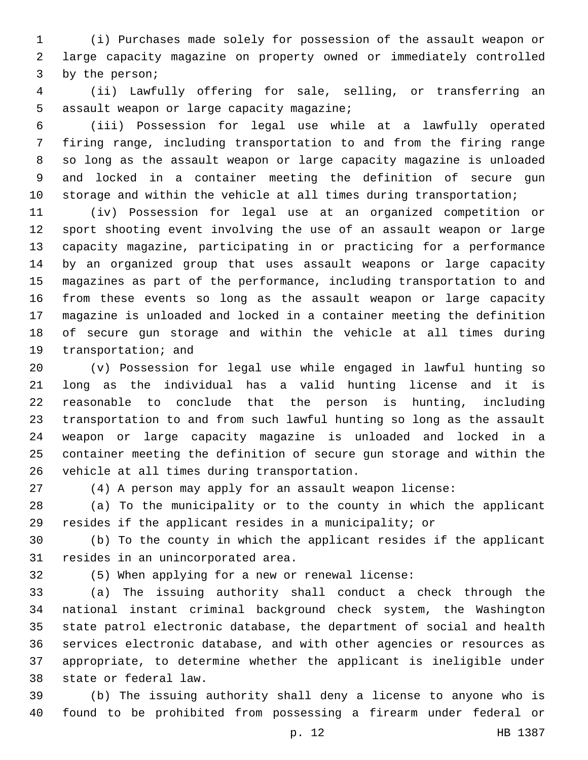(i) Purchases made solely for possession of the assault weapon or large capacity magazine on property owned or immediately controlled by the person;

(ii) Lawfully offering for sale, selling, or transferring an assault weapon or large capacity magazine;

(iii) Possession for legal use while at a lawfully operated firing range, including transportation to and from the firing range so long as the assault weapon or large capacity magazine is unloaded and locked in a container meeting the definition of secure gun storage and within the vehicle at all times during transportation;

(iv) Possession for legal use at an organized competition or sport shooting event involving the use of an assault weapon or large capacity magazine, participating in or practicing for a performance by an organized group that uses assault weapons or large capacity magazines as part of the performance, including transportation to and from these events so long as the assault weapon or large capacity magazine is unloaded and locked in a container meeting the definition of secure gun storage and within the vehicle at all times during transportation; and

(v) Possession for legal use while engaged in lawful hunting so long as the individual has a valid hunting license and it is reasonable to conclude that the person is hunting, including transportation to and from such lawful hunting so long as the assault weapon or large capacity magazine is unloaded and locked in a container meeting the definition of secure gun storage and within the vehicle at all times during transportation.

(4) A person may apply for an assault weapon license:

(a) To the municipality or to the county in which the applicant resides if the applicant resides in a municipality; or

(b) To the county in which the applicant resides if the applicant resides in an unincorporated area.

(5) When applying for a new or renewal license:

(a) The issuing authority shall conduct a check through the national instant criminal background check system, the Washington state patrol electronic database, the department of social and health services electronic database, and with other agencies or resources as appropriate, to determine whether the applicant is ineligible under state or federal law.

(b) The issuing authority shall deny a license to anyone who is found to be prohibited from possessing a firearm under federal or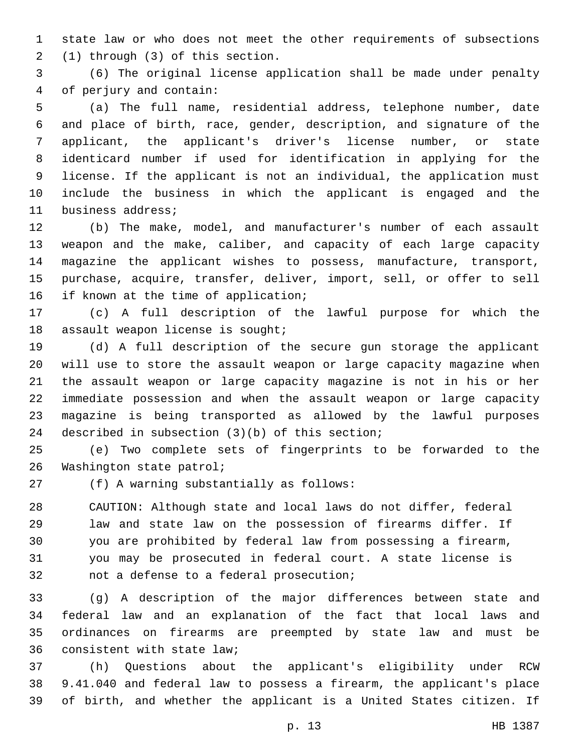state law or who does not meet the other requirements of subsections (1) through (3) of this section.

(6) The original license application shall be made under penalty of perjury and contain:

(a) The full name, residential address, telephone number, date and place of birth, race, gender, description, and signature of the applicant, the applicant's driver's license number, or state identicard number if used for identification in applying for the license. If the applicant is not an individual, the application must include the business in which the applicant is engaged and the business address;

(b) The make, model, and manufacturer's number of each assault weapon and the make, caliber, and capacity of each large capacity magazine the applicant wishes to possess, manufacture, transport, purchase, acquire, transfer, deliver, import, sell, or offer to sell if known at the time of application;

(c) A full description of the lawful purpose for which the assault weapon license is sought;

(d) A full description of the secure gun storage the applicant will use to store the assault weapon or large capacity magazine when the assault weapon or large capacity magazine is not in his or her immediate possession and when the assault weapon or large capacity magazine is being transported as allowed by the lawful purposes described in subsection (3)(b) of this section;

(e) Two complete sets of fingerprints to be forwarded to the Washington state patrol;

(f) A warning substantially as follows:

> CAUTION: Although state and local laws do not differ, federal law and state law on the possession of firearms differ. If you are prohibited by federal law from possessing a firearm, you may be prosecuted in federal court. A state license is not a defense to a federal prosecution;

(g) A description of the major differences between state and federal law and an explanation of the fact that local laws and ordinances on firearms are preempted by state law and must be consistent with state law;

(h) Questions about the applicant's eligibility under RCW 9.41.040 and federal law to possess a firearm, the applicant's place of birth, and whether the applicant is a United States citizen. If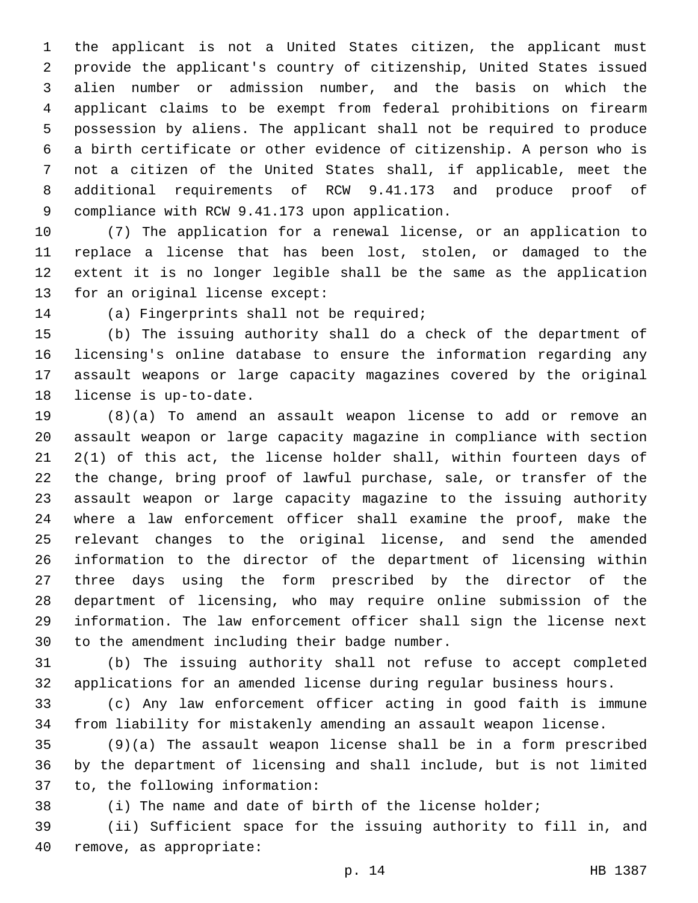the applicant is not a United States citizen, the applicant must provide the applicant's country of citizenship, United States issued alien number or admission number, and the basis on which the applicant claims to be exempt from federal prohibitions on firearm possession by aliens. The applicant shall not be required to produce a birth certificate or other evidence of citizenship. A person who is not a citizen of the United States shall, if applicable, meet the additional requirements of RCW 9.41.173 and produce proof of compliance with RCW 9.41.173 upon application.

(7) The application for a renewal license, or an application to replace a license that has been lost, stolen, or damaged to the extent it is no longer legible shall be the same as the application for an original license except:

(a) Fingerprints shall not be required;

(b) The issuing authority shall do a check of the department of licensing's online database to ensure the information regarding any assault weapons or large capacity magazines covered by the original license is up-to-date.

(8)(a) To amend an assault weapon license to add or remove an assault weapon or large capacity magazine in compliance with section 2(1) of this act, the license holder shall, within fourteen days of the change, bring proof of lawful purchase, sale, or transfer of the assault weapon or large capacity magazine to the issuing authority where a law enforcement officer shall examine the proof, make the relevant changes to the original license, and send the amended information to the director of the department of licensing within three days using the form prescribed by the director of the department of licensing, who may require online submission of the information. The law enforcement officer shall sign the license next to the amendment including their badge number.

(b) The issuing authority shall not refuse to accept completed applications for an amended license during regular business hours.

(c) Any law enforcement officer acting in good faith is immune from liability for mistakenly amending an assault weapon license.

(9)(a) The assault weapon license shall be in a form prescribed by the department of licensing and shall include, but is not limited to, the following information:

(i) The name and date of birth of the license holder;

(ii) Sufficient space for the issuing authority to fill in, and remove, as appropriate: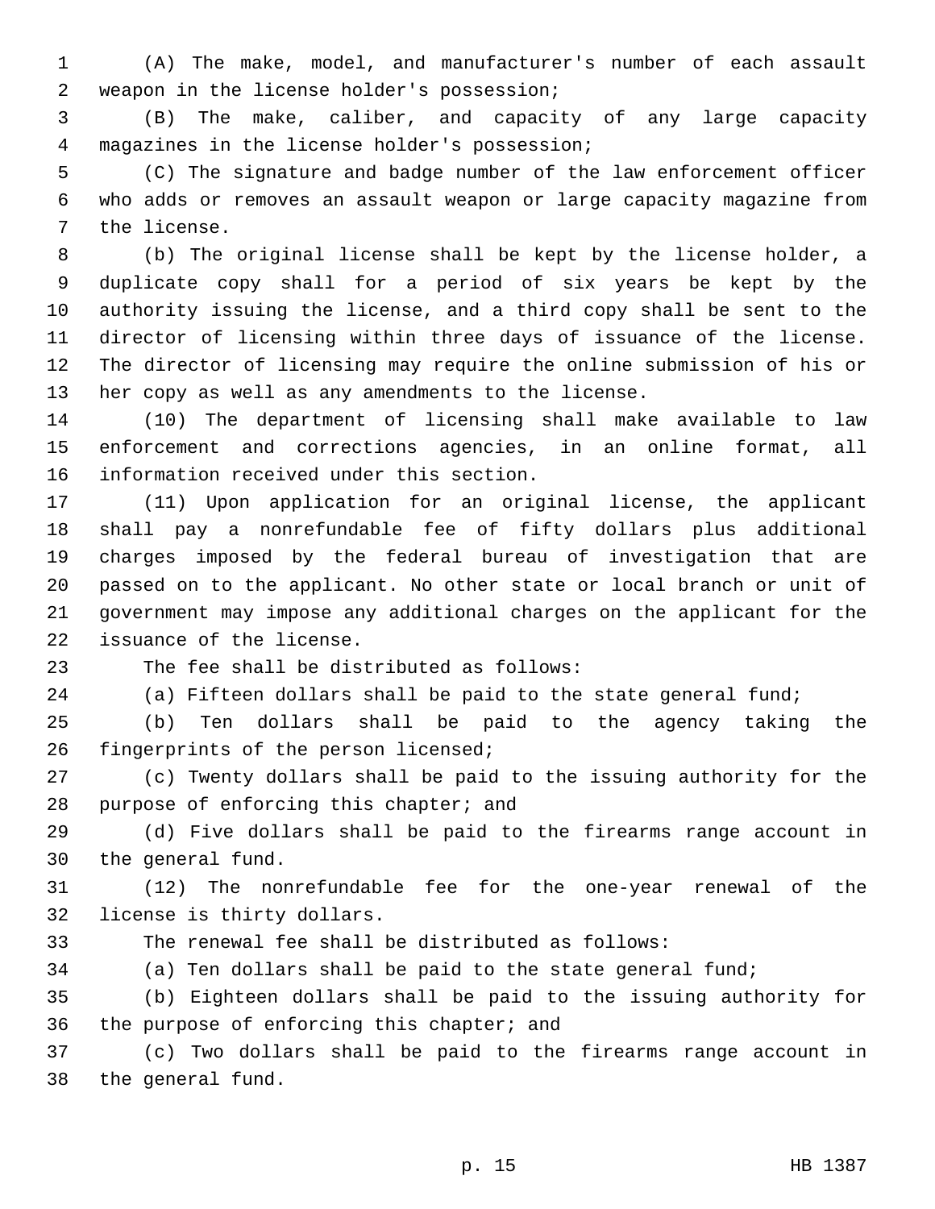(A) The make, model, and manufacturer's number of each assault weapon in the license holder's possession;

(B) The make, caliber, and capacity of any large capacity magazines in the license holder's possession;

(C) The signature and badge number of the law enforcement officer who adds or removes an assault weapon or large capacity magazine from the license.

(b) The original license shall be kept by the license holder, a duplicate copy shall for a period of six years be kept by the authority issuing the license, and a third copy shall be sent to the director of licensing within three days of issuance of the license. The director of licensing may require the online submission of his or her copy as well as any amendments to the license.

(10) The department of licensing shall make available to law enforcement and corrections agencies, in an online format, all information received under this section.

(11) Upon application for an original license, the applicant shall pay a nonrefundable fee of fifty dollars plus additional charges imposed by the federal bureau of investigation that are passed on to the applicant. No other state or local branch or unit of government may impose any additional charges on the applicant for the issuance of the license.

The fee shall be distributed as follows:

(a) Fifteen dollars shall be paid to the state general fund;

(b) Ten dollars shall be paid to the agency taking the fingerprints of the person licensed;

(c) Twenty dollars shall be paid to the issuing authority for the purpose of enforcing this chapter; and

(d) Five dollars shall be paid to the firearms range account in the general fund.

(12) The nonrefundable fee for the one-year renewal of the license is thirty dollars.

The renewal fee shall be distributed as follows:

(a) Ten dollars shall be paid to the state general fund;

(b) Eighteen dollars shall be paid to the issuing authority for the purpose of enforcing this chapter; and

(c) Two dollars shall be paid to the firearms range account in the general fund.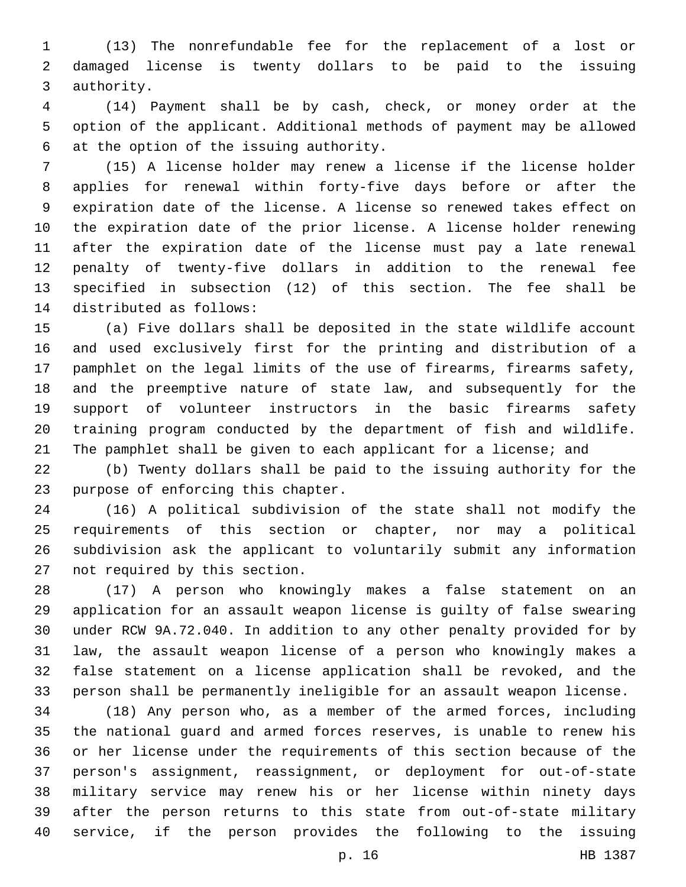(13) The nonrefundable fee for the replacement of a lost or damaged license is twenty dollars to be paid to the issuing authority.

(14) Payment shall be by cash, check, or money order at the option of the applicant. Additional methods of payment may be allowed at the option of the issuing authority.

(15) A license holder may renew a license if the license holder applies for renewal within forty-five days before or after the expiration date of the license. A license so renewed takes effect on the expiration date of the prior license. A license holder renewing after the expiration date of the license must pay a late renewal penalty of twenty-five dollars in addition to the renewal fee specified in subsection (12) of this section. The fee shall be distributed as follows:

(a) Five dollars shall be deposited in the state wildlife account and used exclusively first for the printing and distribution of a pamphlet on the legal limits of the use of firearms, firearms safety, and the preemptive nature of state law, and subsequently for the support of volunteer instructors in the basic firearms safety training program conducted by the department of fish and wildlife. The pamphlet shall be given to each applicant for a license; and

(b) Twenty dollars shall be paid to the issuing authority for the purpose of enforcing this chapter.

(16) A political subdivision of the state shall not modify the requirements of this section or chapter, nor may a political subdivision ask the applicant to voluntarily submit any information not required by this section.

(17) A person who knowingly makes a false statement on an application for an assault weapon license is guilty of false swearing under RCW 9A.72.040. In addition to any other penalty provided for by law, the assault weapon license of a person who knowingly makes a false statement on a license application shall be revoked, and the person shall be permanently ineligible for an assault weapon license.

(18) Any person who, as a member of the armed forces, including the national guard and armed forces reserves, is unable to renew his or her license under the requirements of this section because of the person's assignment, reassignment, or deployment for out-of-state military service may renew his or her license within ninety days after the person returns to this state from out-of-state military service, if the person provides the following to the issuing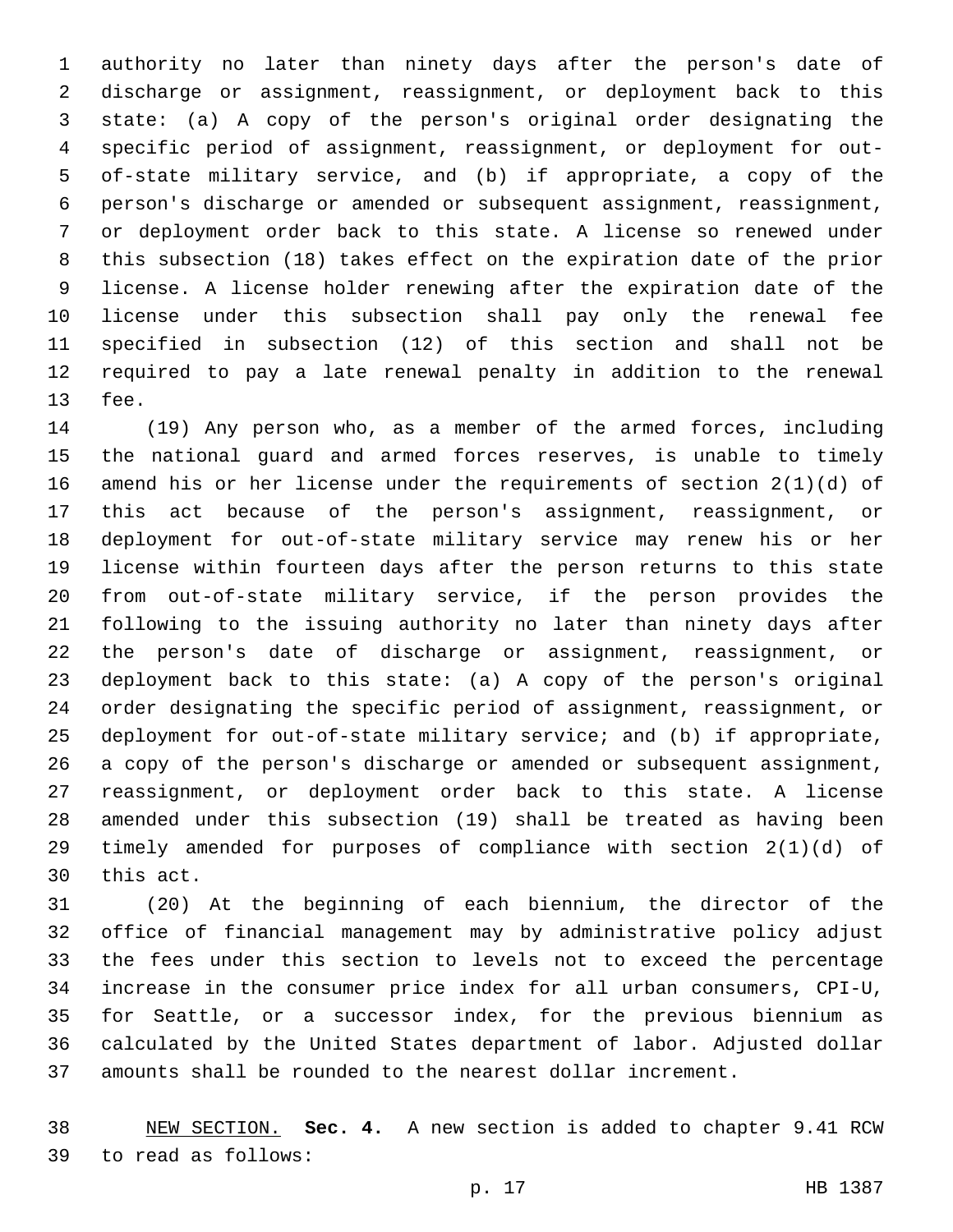authority no later than ninety days after the person's date of discharge or assignment, reassignment, or deployment back to this state: (a) A copy of the person's original order designating the specific period of assignment, reassignment, or deployment for out-of-state military service, and (b) if appropriate, a copy of the person's discharge or amended or subsequent assignment, reassignment, or deployment order back to this state. A license so renewed under this subsection (18) takes effect on the expiration date of the prior license. A license holder renewing after the expiration date of the license under this subsection shall pay only the renewal fee specified in subsection (12) of this section and shall not be required to pay a late renewal penalty in addition to the renewal fee.

(19) Any person who, as a member of the armed forces, including the national guard and armed forces reserves, is unable to timely amend his or her license under the requirements of section 2(1)(d) of this act because of the person's assignment, reassignment, or deployment for out-of-state military service may renew his or her license within fourteen days after the person returns to this state from out-of-state military service, if the person provides the following to the issuing authority no later than ninety days after the person's date of discharge or assignment, reassignment, or deployment back to this state: (a) A copy of the person's original order designating the specific period of assignment, reassignment, or deployment for out-of-state military service; and (b) if appropriate, a copy of the person's discharge or amended or subsequent assignment, reassignment, or deployment order back to this state. A license amended under this subsection (19) shall be treated as having been timely amended for purposes of compliance with section 2(1)(d) of this act.

(20) At the beginning of each biennium, the director of the office of financial management may by administrative policy adjust the fees under this section to levels not to exceed the percentage increase in the consumer price index for all urban consumers, CPI-U, for Seattle, or a successor index, for the previous biennium as calculated by the United States department of labor. Adjusted dollar amounts shall be rounded to the nearest dollar increment.

NEW SECTION. **Sec. 4.** A new section is added to chapter 9.41 RCW to read as follows: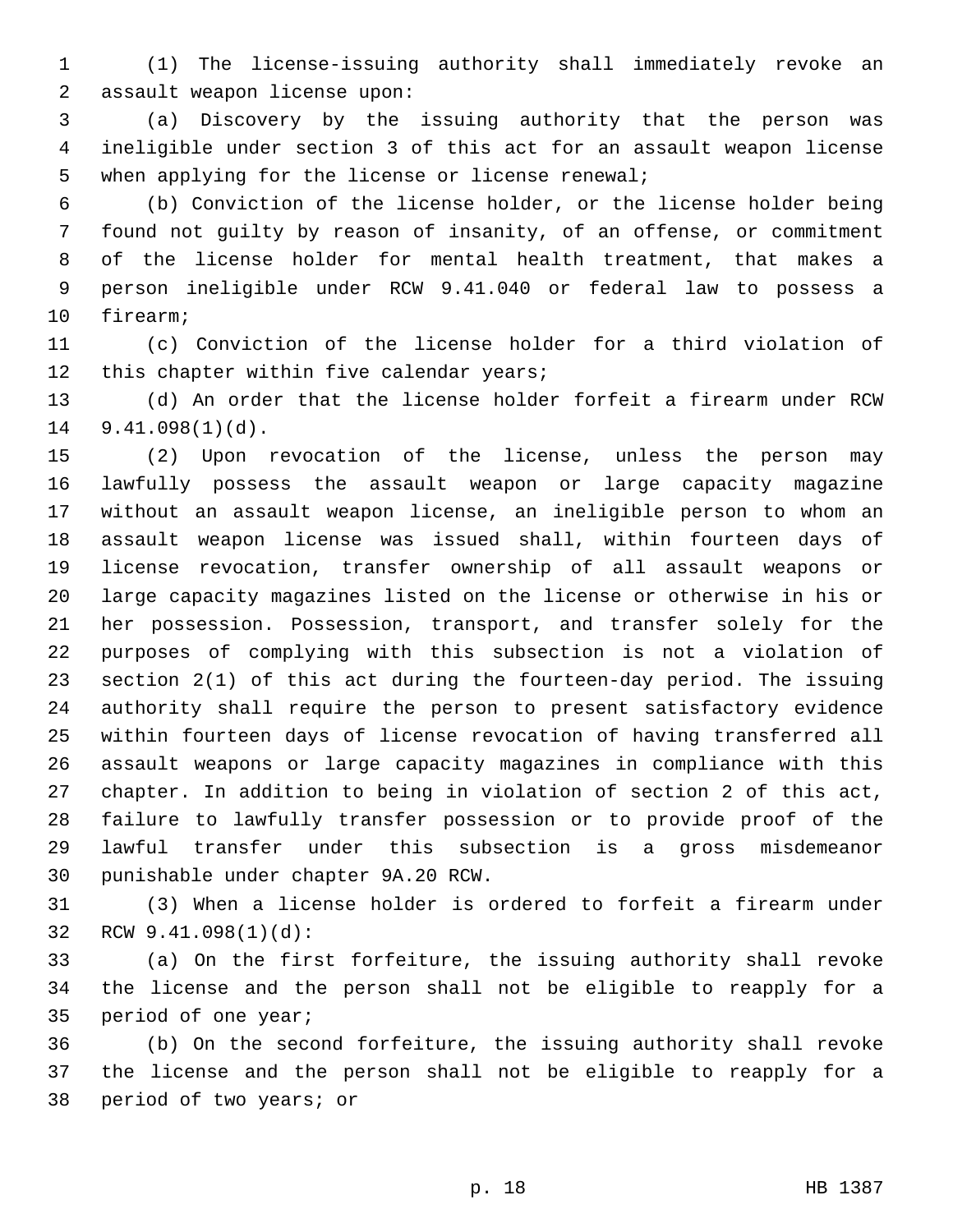(1) The license-issuing authority shall immediately revoke an assault weapon license upon:

(a) Discovery by the issuing authority that the person was ineligible under section 3 of this act for an assault weapon license when applying for the license or license renewal;

(b) Conviction of the license holder, or the license holder being found not guilty by reason of insanity, of an offense, or commitment of the license holder for mental health treatment, that makes a person ineligible under RCW 9.41.040 or federal law to possess a firearm;

(c) Conviction of the license holder for a third violation of this chapter within five calendar years;

(d) An order that the license holder forfeit a firearm under RCW 9.41.098(1)(d).

(2) Upon revocation of the license, unless the person may lawfully possess the assault weapon or large capacity magazine without an assault weapon license, an ineligible person to whom an assault weapon license was issued shall, within fourteen days of license revocation, transfer ownership of all assault weapons or large capacity magazines listed on the license or otherwise in his or her possession. Possession, transport, and transfer solely for the purposes of complying with this subsection is not a violation of section 2(1) of this act during the fourteen-day period. The issuing authority shall require the person to present satisfactory evidence within fourteen days of license revocation of having transferred all assault weapons or large capacity magazines in compliance with this chapter. In addition to being in violation of section 2 of this act, failure to lawfully transfer possession or to provide proof of the lawful transfer under this subsection is a gross misdemeanor punishable under chapter 9A.20 RCW.

(3) When a license holder is ordered to forfeit a firearm under RCW 9.41.098(1)(d):

(a) On the first forfeiture, the issuing authority shall revoke the license and the person shall not be eligible to reapply for a period of one year;

(b) On the second forfeiture, the issuing authority shall revoke the license and the person shall not be eligible to reapply for a period of two years; or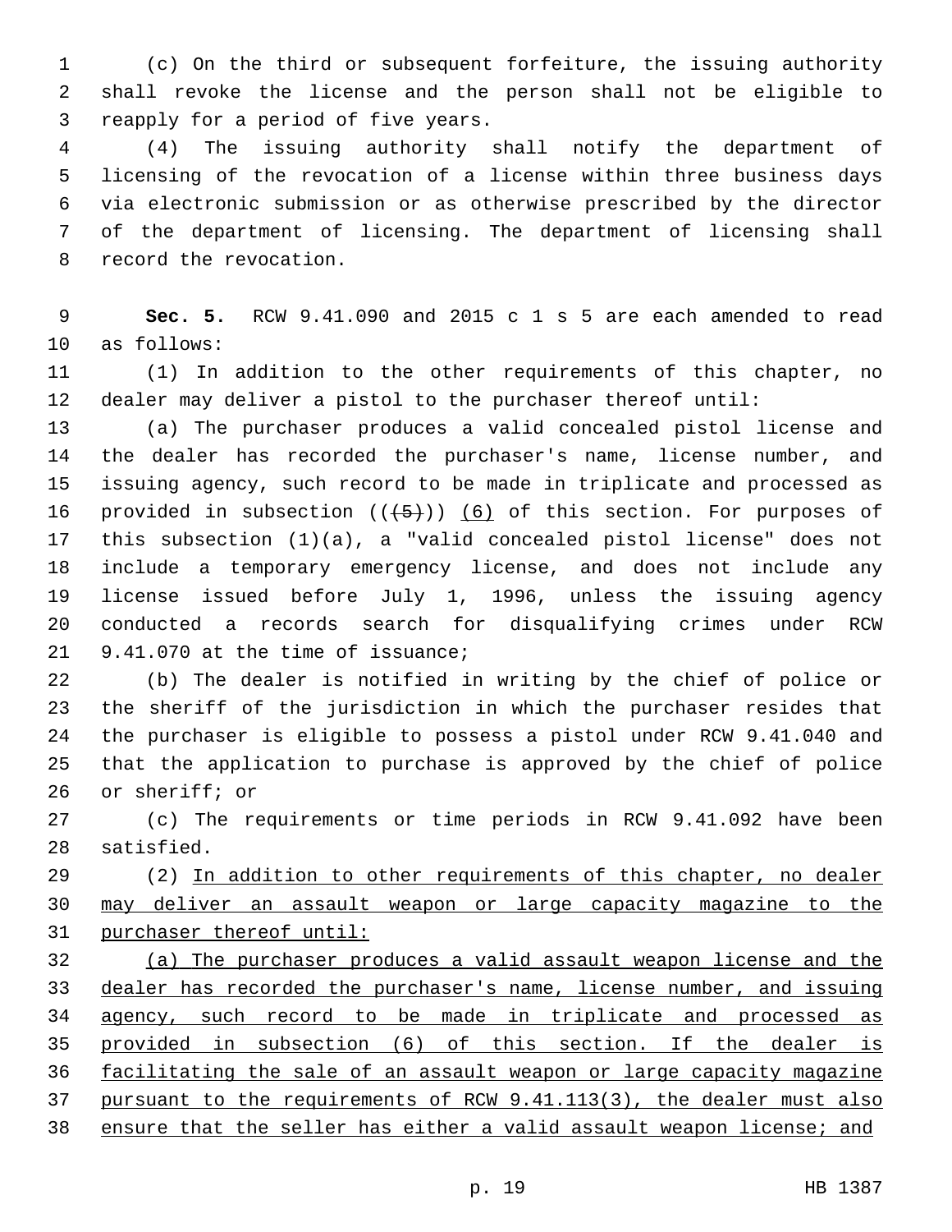(c) On the third or subsequent forfeiture, the issuing authority shall revoke the license and the person shall not be eligible to reapply for a period of five years.

(4) The issuing authority shall notify the department of licensing of the revocation of a license within three business days via electronic submission or as otherwise prescribed by the director of the department of licensing. The department of licensing shall record the revocation.

**Sec. 5.** RCW 9.41.090 and 2015 c 1 s 5 are each amended to read as follows:

(1) In addition to the other requirements of this chapter, no dealer may deliver a pistol to the purchaser thereof until:

(a) The purchaser produces a valid concealed pistol license and the dealer has recorded the purchaser's name, license number, and issuing agency, such record to be made in triplicate and processed as provided in subsection ((~~(5)~~)) <u>(6)</u> of this section. For purposes of this subsection (1)(a), a "valid concealed pistol license" does not include a temporary emergency license, and does not include any license issued before July 1, 1996, unless the issuing agency conducted a records search for disqualifying crimes under RCW 9.41.070 at the time of issuance;

(b) The dealer is notified in writing by the chief of police or the sheriff of the jurisdiction in which the purchaser resides that the purchaser is eligible to possess a pistol under RCW 9.41.040 and that the application to purchase is approved by the chief of police or sheriff; or

(c) The requirements or time periods in RCW 9.41.092 have been satisfied.

(2) <u>In addition to other requirements of this chapter, no dealer may deliver an assault weapon or large capacity magazine to the purchaser thereof until:</u>

<u>(a) The purchaser produces a valid assault weapon license and the dealer has recorded the purchaser's name, license number, and issuing agency, such record to be made in triplicate and processed as provided in subsection (6) of this section. If the dealer is facilitating the sale of an assault weapon or large capacity magazine pursuant to the requirements of RCW 9.41.113(3), the dealer must also ensure that the seller has either a valid assault weapon license; and</u>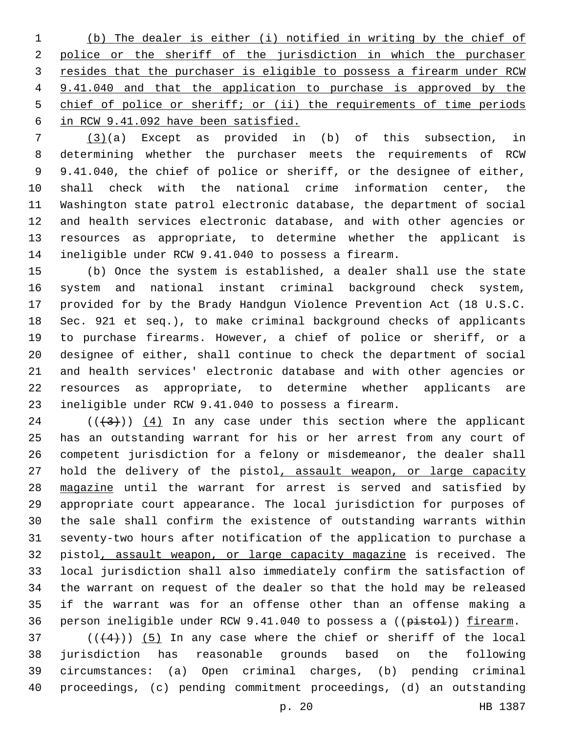(b) The dealer is either (i) notified in writing by the chief of police or the sheriff of the jurisdiction in which the purchaser resides that the purchaser is eligible to possess a firearm under RCW 9.41.040 and that the application to purchase is approved by the chief of police or sheriff; or (ii) the requirements of time periods in RCW 9.41.092 have been satisfied.

(3)(a) Except as provided in (b) of this subsection, in determining whether the purchaser meets the requirements of RCW 9.41.040, the chief of police or sheriff, or the designee of either, shall check with the national crime information center, the Washington state patrol electronic database, the department of social and health services electronic database, and with other agencies or resources as appropriate, to determine whether the applicant is ineligible under RCW 9.41.040 to possess a firearm.

(b) Once the system is established, a dealer shall use the state system and national instant criminal background check system, provided for by the Brady Handgun Violence Prevention Act (18 U.S.C. Sec. 921 et seq.), to make criminal background checks of applicants to purchase firearms. However, a chief of police or sheriff, or a designee of either, shall continue to check the department of social and health services' electronic database and with other agencies or resources as appropriate, to determine whether applicants are ineligible under RCW 9.41.040 to possess a firearm.

((~~(3)~~)) (4) In any case under this section where the applicant has an outstanding warrant for his or her arrest from any court of competent jurisdiction for a felony or misdemeanor, the dealer shall hold the delivery of the pistol, assault weapon, or large capacity magazine until the warrant for arrest is served and satisfied by appropriate court appearance. The local jurisdiction for purposes of the sale shall confirm the existence of outstanding warrants within seventy-two hours after notification of the application to purchase a pistol, assault weapon, or large capacity magazine is received. The local jurisdiction shall also immediately confirm the satisfaction of the warrant on request of the dealer so that the hold may be released if the warrant was for an offense other than an offense making a person ineligible under RCW 9.41.040 to possess a ((~~pistol~~)) firearm.

((~~(4)~~)) (5) In any case where the chief or sheriff of the local jurisdiction has reasonable grounds based on the following circumstances: (a) Open criminal charges, (b) pending criminal proceedings, (c) pending commitment proceedings, (d) an outstanding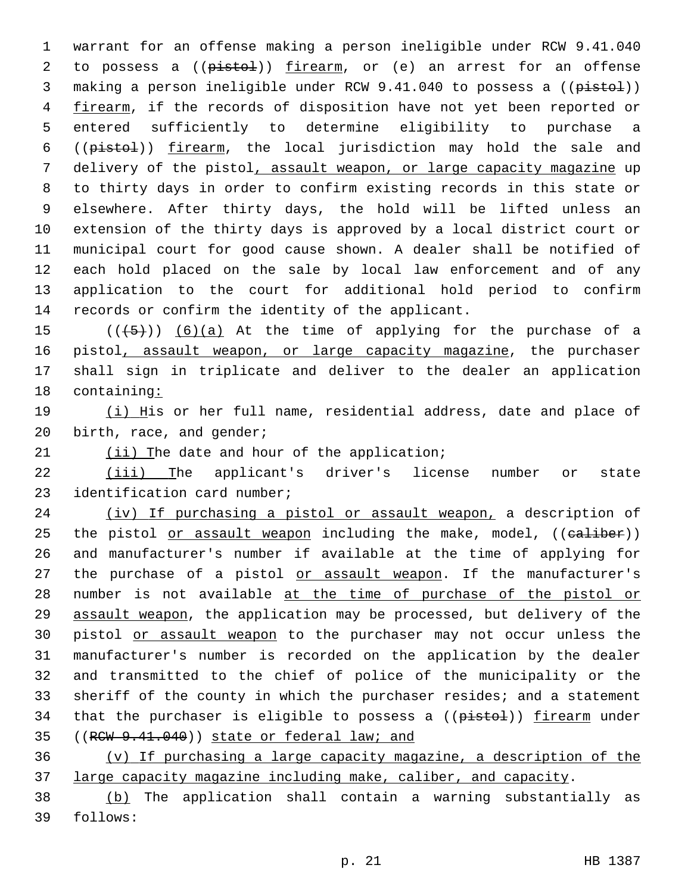warrant for an offense making a person ineligible under RCW 9.41.040 to possess a ((~~pistol~~)) firearm, or (e) an arrest for an offense making a person ineligible under RCW 9.41.040 to possess a ((~~pistol~~)) firearm, if the records of disposition have not yet been reported or entered sufficiently to determine eligibility to purchase a ((~~pistol~~)) firearm, the local jurisdiction may hold the sale and delivery of the pistol, assault weapon, or large capacity magazine up to thirty days in order to confirm existing records in this state or elsewhere. After thirty days, the hold will be lifted unless an extension of the thirty days is approved by a local district court or municipal court for good cause shown. A dealer shall be notified of each hold placed on the sale by local law enforcement and of any application to the court for additional hold period to confirm records or confirm the identity of the applicant.

((~~(5)~~)) (6)(a) At the time of applying for the purchase of a pistol, assault weapon, or large capacity magazine, the purchaser shall sign in triplicate and deliver to the dealer an application containing:

(i) His or her full name, residential address, date and place of birth, race, and gender;

(ii) The date and hour of the application;

(iii) The applicant's driver's license number or state identification card number;

(iv) If purchasing a pistol or assault weapon, a description of the pistol or assault weapon including the make, model, ((~~caliber~~)) and manufacturer's number if available at the time of applying for the purchase of a pistol or assault weapon. If the manufacturer's number is not available at the time of purchase of the pistol or assault weapon, the application may be processed, but delivery of the pistol or assault weapon to the purchaser may not occur unless the manufacturer's number is recorded on the application by the dealer and transmitted to the chief of police of the municipality or the sheriff of the county in which the purchaser resides; and a statement that the purchaser is eligible to possess a ((~~pistol~~)) firearm under ((~~RCW 9.41.040~~)) state or federal law; and

(v) If purchasing a large capacity magazine, a description of the large capacity magazine including make, caliber, and capacity.

(b) The application shall contain a warning substantially as follows: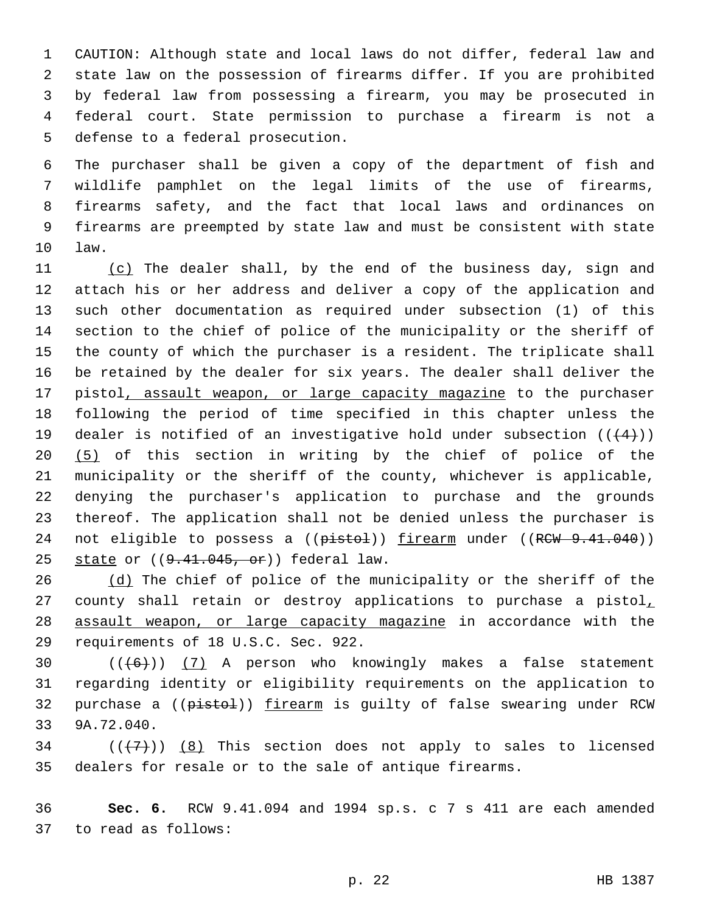CAUTION: Although state and local laws do not differ, federal law and state law on the possession of firearms differ. If you are prohibited by federal law from possessing a firearm, you may be prosecuted in federal court. State permission to purchase a firearm is not a defense to a federal prosecution.

The purchaser shall be given a copy of the department of fish and wildlife pamphlet on the legal limits of the use of firearms, firearms safety, and the fact that local laws and ordinances on firearms are preempted by state law and must be consistent with state law.

(c) The dealer shall, by the end of the business day, sign and attach his or her address and deliver a copy of the application and such other documentation as required under subsection (1) of this section to the chief of police of the municipality or the sheriff of the county of which the purchaser is a resident. The triplicate shall be retained by the dealer for six years. The dealer shall deliver the pistol, assault weapon, or large capacity magazine to the purchaser following the period of time specified in this chapter unless the dealer is notified of an investigative hold under subsection (((4))) (5) of this section in writing by the chief of police of the municipality or the sheriff of the county, whichever is applicable, denying the purchaser's application to purchase and the grounds thereof. The application shall not be denied unless the purchaser is not eligible to possess a ((pistol)) firearm under ((RCW 9.41.040)) state or ((9.41.045, or)) federal law.

(d) The chief of police of the municipality or the sheriff of the county shall retain or destroy applications to purchase a pistol, assault weapon, or large capacity magazine in accordance with the requirements of 18 U.S.C. Sec. 922.

(((6))) (7) A person who knowingly makes a false statement regarding identity or eligibility requirements on the application to purchase a ((pistol)) firearm is guilty of false swearing under RCW 9A.72.040.

(((7))) (8) This section does not apply to sales to licensed dealers for resale or to the sale of antique firearms.

**Sec. 6.** RCW 9.41.094 and 1994 sp.s. c 7 s 411 are each amended to read as follows: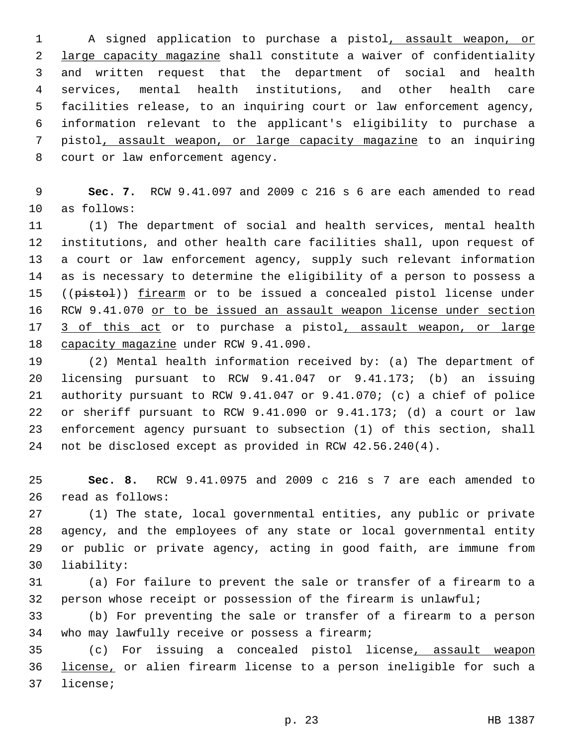A signed application to purchase a pistol<u>, assault weapon, or large capacity magazine</u> shall constitute a waiver of confidentiality and written request that the department of social and health services, mental health institutions, and other health care facilities release, to an inquiring court or law enforcement agency, information relevant to the applicant's eligibility to purchase a pistol<u>, assault weapon, or large capacity magazine</u> to an inquiring court or law enforcement agency.

**Sec. 7.** RCW 9.41.097 and 2009 c 216 s 6 are each amended to read as follows:

(1) The department of social and health services, mental health institutions, and other health care facilities shall, upon request of a court or law enforcement agency, supply such relevant information as is necessary to determine the eligibility of a person to possess a ((~~pistol~~)) <u>firearm</u> or to be issued a concealed pistol license under RCW 9.41.070 <u>or to be issued an assault weapon license under section 3 of this act</u> or to purchase a pistol<u>, assault weapon, or large capacity magazine</u> under RCW 9.41.090.

(2) Mental health information received by: (a) The department of licensing pursuant to RCW 9.41.047 or 9.41.173; (b) an issuing authority pursuant to RCW 9.41.047 or 9.41.070; (c) a chief of police or sheriff pursuant to RCW 9.41.090 or 9.41.173; (d) a court or law enforcement agency pursuant to subsection (1) of this section, shall not be disclosed except as provided in RCW 42.56.240(4).

**Sec. 8.** RCW 9.41.0975 and 2009 c 216 s 7 are each amended to read as follows:

(1) The state, local governmental entities, any public or private agency, and the employees of any state or local governmental entity or public or private agency, acting in good faith, are immune from liability:

(a) For failure to prevent the sale or transfer of a firearm to a person whose receipt or possession of the firearm is unlawful;

(b) For preventing the sale or transfer of a firearm to a person who may lawfully receive or possess a firearm;

(c) For issuing a concealed pistol license<u>, assault weapon license,</u> or alien firearm license to a person ineligible for such a license;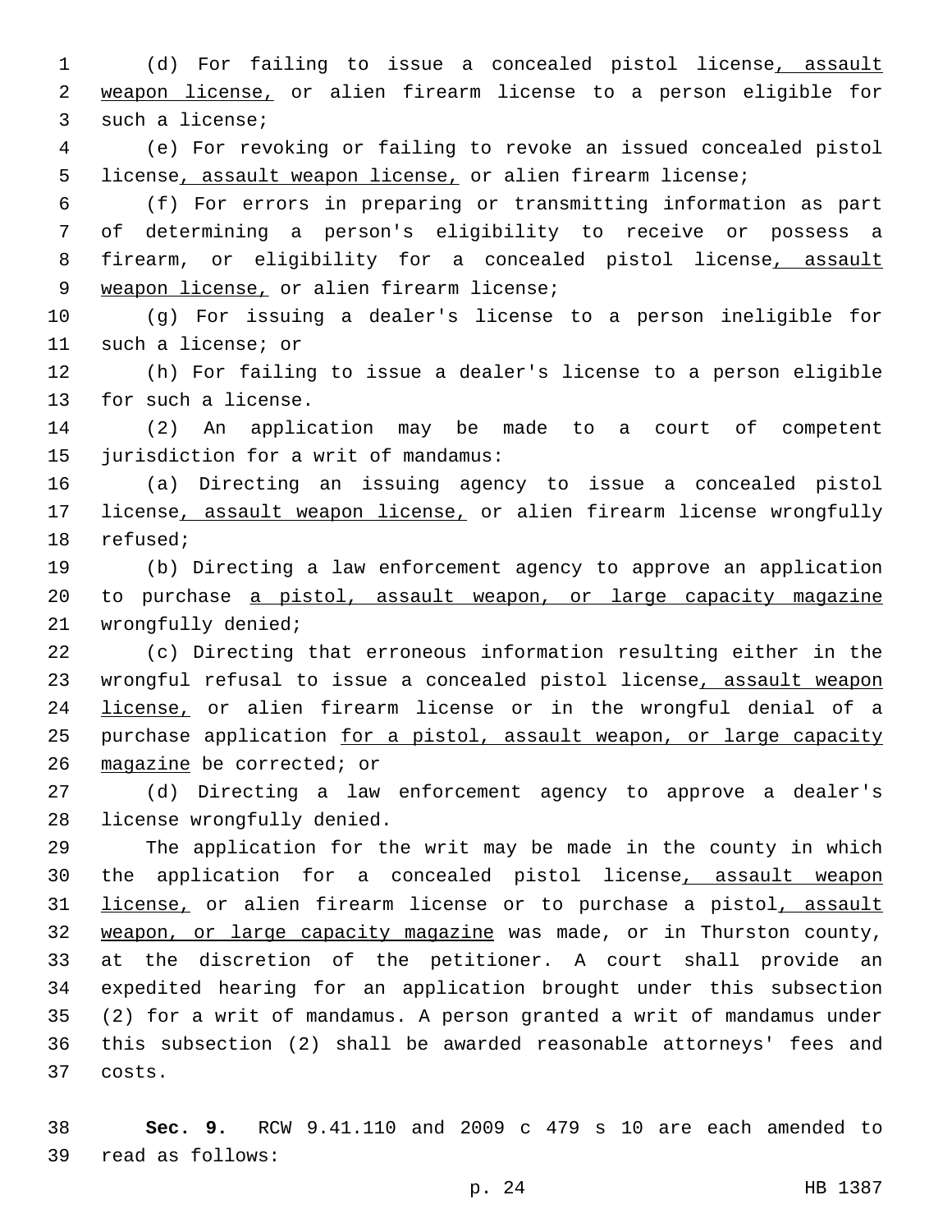(d) For failing to issue a concealed pistol license, assault weapon license, or alien firearm license to a person eligible for such a license;

(e) For revoking or failing to revoke an issued concealed pistol license, assault weapon license, or alien firearm license;

(f) For errors in preparing or transmitting information as part of determining a person's eligibility to receive or possess a firearm, or eligibility for a concealed pistol license, assault weapon license, or alien firearm license;

(g) For issuing a dealer's license to a person ineligible for such a license; or

(h) For failing to issue a dealer's license to a person eligible for such a license.

(2) An application may be made to a court of competent jurisdiction for a writ of mandamus:

(a) Directing an issuing agency to issue a concealed pistol license, assault weapon license, or alien firearm license wrongfully refused;

(b) Directing a law enforcement agency to approve an application to purchase a pistol, assault weapon, or large capacity magazine wrongfully denied;

(c) Directing that erroneous information resulting either in the wrongful refusal to issue a concealed pistol license, assault weapon license, or alien firearm license or in the wrongful denial of a purchase application for a pistol, assault weapon, or large capacity magazine be corrected; or

(d) Directing a law enforcement agency to approve a dealer's license wrongfully denied.

The application for the writ may be made in the county in which the application for a concealed pistol license, assault weapon license, or alien firearm license or to purchase a pistol, assault weapon, or large capacity magazine was made, or in Thurston county, at the discretion of the petitioner. A court shall provide an expedited hearing for an application brought under this subsection (2) for a writ of mandamus. A person granted a writ of mandamus under this subsection (2) shall be awarded reasonable attorneys' fees and costs.

**Sec. 9.** RCW 9.41.110 and 2009 c 479 s 10 are each amended to read as follows: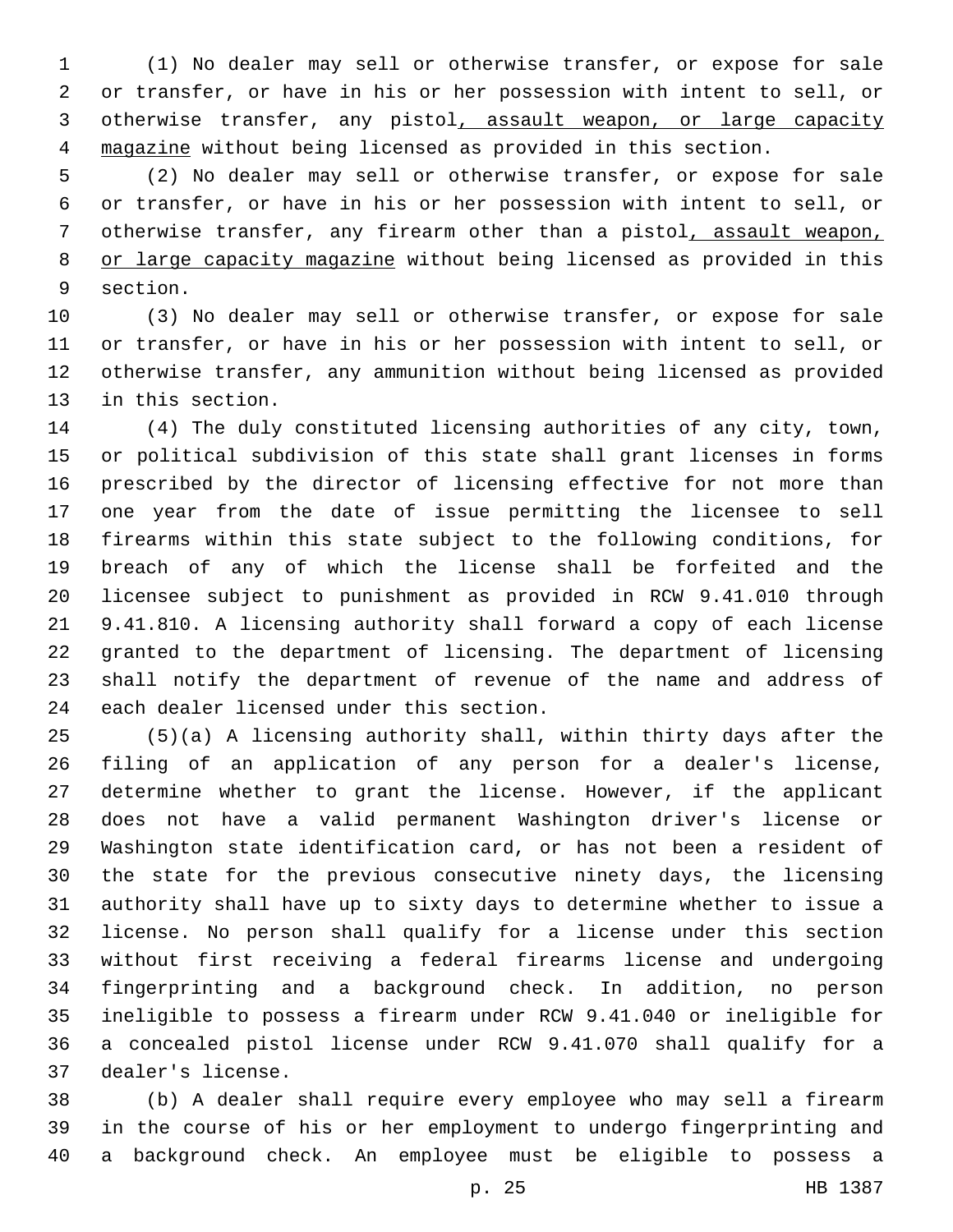(1) No dealer may sell or otherwise transfer, or expose for sale or transfer, or have in his or her possession with intent to sell, or otherwise transfer, any pistol<u>, assault weapon, or large capacity magazine</u> without being licensed as provided in this section.

(2) No dealer may sell or otherwise transfer, or expose for sale or transfer, or have in his or her possession with intent to sell, or otherwise transfer, any firearm other than a pistol<u>, assault weapon, or large capacity magazine</u> without being licensed as provided in this section.

(3) No dealer may sell or otherwise transfer, or expose for sale or transfer, or have in his or her possession with intent to sell, or otherwise transfer, any ammunition without being licensed as provided in this section.

(4) The duly constituted licensing authorities of any city, town, or political subdivision of this state shall grant licenses in forms prescribed by the director of licensing effective for not more than one year from the date of issue permitting the licensee to sell firearms within this state subject to the following conditions, for breach of any of which the license shall be forfeited and the licensee subject to punishment as provided in RCW 9.41.010 through 9.41.810. A licensing authority shall forward a copy of each license granted to the department of licensing. The department of licensing shall notify the department of revenue of the name and address of each dealer licensed under this section.

(5)(a) A licensing authority shall, within thirty days after the filing of an application of any person for a dealer's license, determine whether to grant the license. However, if the applicant does not have a valid permanent Washington driver's license or Washington state identification card, or has not been a resident of the state for the previous consecutive ninety days, the licensing authority shall have up to sixty days to determine whether to issue a license. No person shall qualify for a license under this section without first receiving a federal firearms license and undergoing fingerprinting and a background check. In addition, no person ineligible to possess a firearm under RCW 9.41.040 or ineligible for a concealed pistol license under RCW 9.41.070 shall qualify for a dealer's license.

(b) A dealer shall require every employee who may sell a firearm in the course of his or her employment to undergo fingerprinting and a background check. An employee must be eligible to possess a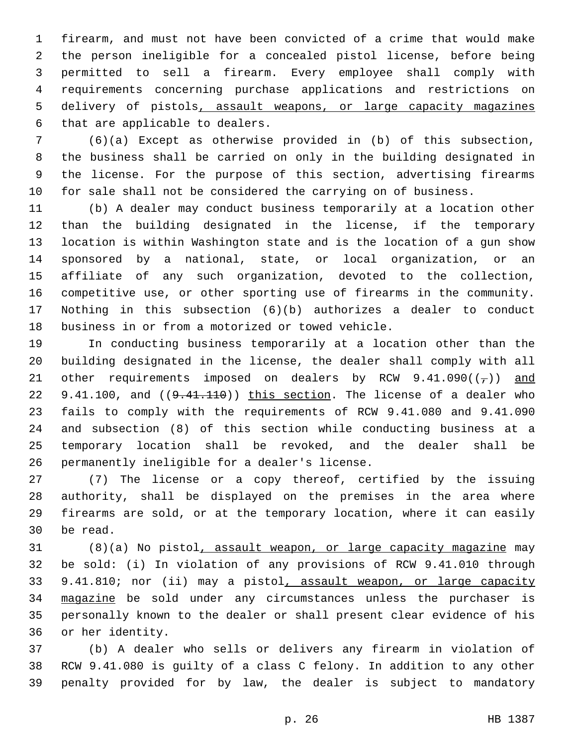firearm, and must not have been convicted of a crime that would make the person ineligible for a concealed pistol license, before being permitted to sell a firearm. Every employee shall comply with requirements concerning purchase applications and restrictions on delivery of pistols, assault weapons, or large capacity magazines that are applicable to dealers.

(6)(a) Except as otherwise provided in (b) of this subsection, the business shall be carried on only in the building designated in the license. For the purpose of this section, advertising firearms for sale shall not be considered the carrying on of business.

(b) A dealer may conduct business temporarily at a location other than the building designated in the license, if the temporary location is within Washington state and is the location of a gun show sponsored by a national, state, or local organization, or an affiliate of any such organization, devoted to the collection, competitive use, or other sporting use of firearms in the community. Nothing in this subsection (6)(b) authorizes a dealer to conduct business in or from a motorized or towed vehicle.

In conducting business temporarily at a location other than the building designated in the license, the dealer shall comply with all other requirements imposed on dealers by RCW 9.41.090((~~,~~)) and 9.41.100, and ((~~9.41.110~~)) this section. The license of a dealer who fails to comply with the requirements of RCW 9.41.080 and 9.41.090 and subsection (8) of this section while conducting business at a temporary location shall be revoked, and the dealer shall be permanently ineligible for a dealer's license.

(7) The license or a copy thereof, certified by the issuing authority, shall be displayed on the premises in the area where firearms are sold, or at the temporary location, where it can easily be read.

(8)(a) No pistol, assault weapon, or large capacity magazine may be sold: (i) In violation of any provisions of RCW 9.41.010 through 9.41.810; nor (ii) may a pistol, assault weapon, or large capacity magazine be sold under any circumstances unless the purchaser is personally known to the dealer or shall present clear evidence of his or her identity.

(b) A dealer who sells or delivers any firearm in violation of RCW 9.41.080 is guilty of a class C felony. In addition to any other penalty provided for by law, the dealer is subject to mandatory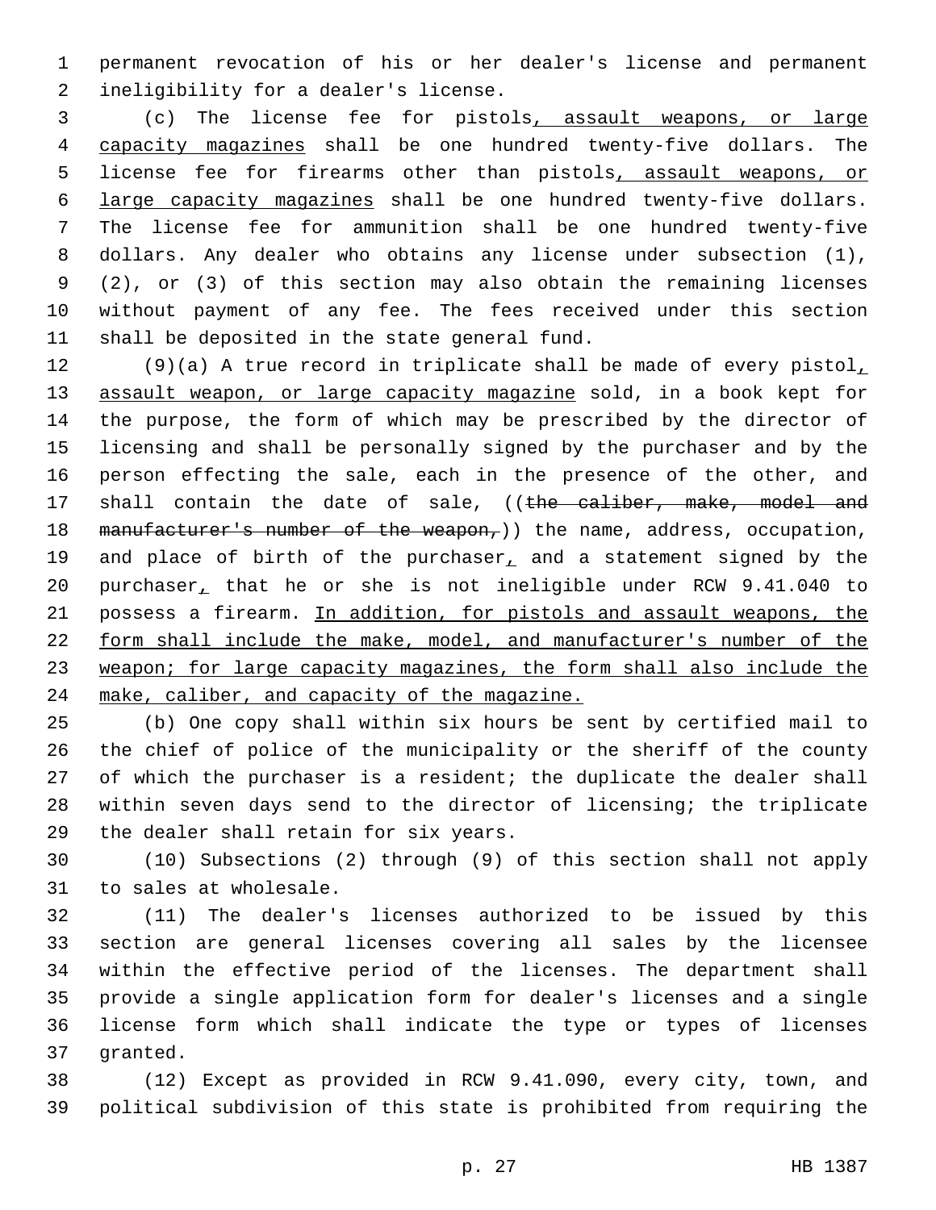permanent revocation of his or her dealer's license and permanent ineligibility for a dealer's license.

(c) The license fee for pistols, assault weapons, or large capacity magazines shall be one hundred twenty-five dollars. The license fee for firearms other than pistols, assault weapons, or large capacity magazines shall be one hundred twenty-five dollars. The license fee for ammunition shall be one hundred twenty-five dollars. Any dealer who obtains any license under subsection (1), (2), or (3) of this section may also obtain the remaining licenses without payment of any fee. The fees received under this section shall be deposited in the state general fund.

(9)(a) A true record in triplicate shall be made of every pistol, assault weapon, or large capacity magazine sold, in a book kept for the purpose, the form of which may be prescribed by the director of licensing and shall be personally signed by the purchaser and by the person effecting the sale, each in the presence of the other, and shall contain the date of sale, ((~~the caliber, make, model and manufacturer's number of the weapon,~~)) the name, address, occupation, and place of birth of the purchaser, and a statement signed by the purchaser, that he or she is not ineligible under RCW 9.41.040 to possess a firearm. In addition, for pistols and assault weapons, the form shall include the make, model, and manufacturer's number of the weapon; for large capacity magazines, the form shall also include the make, caliber, and capacity of the magazine.

(b) One copy shall within six hours be sent by certified mail to the chief of police of the municipality or the sheriff of the county of which the purchaser is a resident; the duplicate the dealer shall within seven days send to the director of licensing; the triplicate the dealer shall retain for six years.

(10) Subsections (2) through (9) of this section shall not apply to sales at wholesale.

(11) The dealer's licenses authorized to be issued by this section are general licenses covering all sales by the licensee within the effective period of the licenses. The department shall provide a single application form for dealer's licenses and a single license form which shall indicate the type or types of licenses granted.

(12) Except as provided in RCW 9.41.090, every city, town, and political subdivision of this state is prohibited from requiring the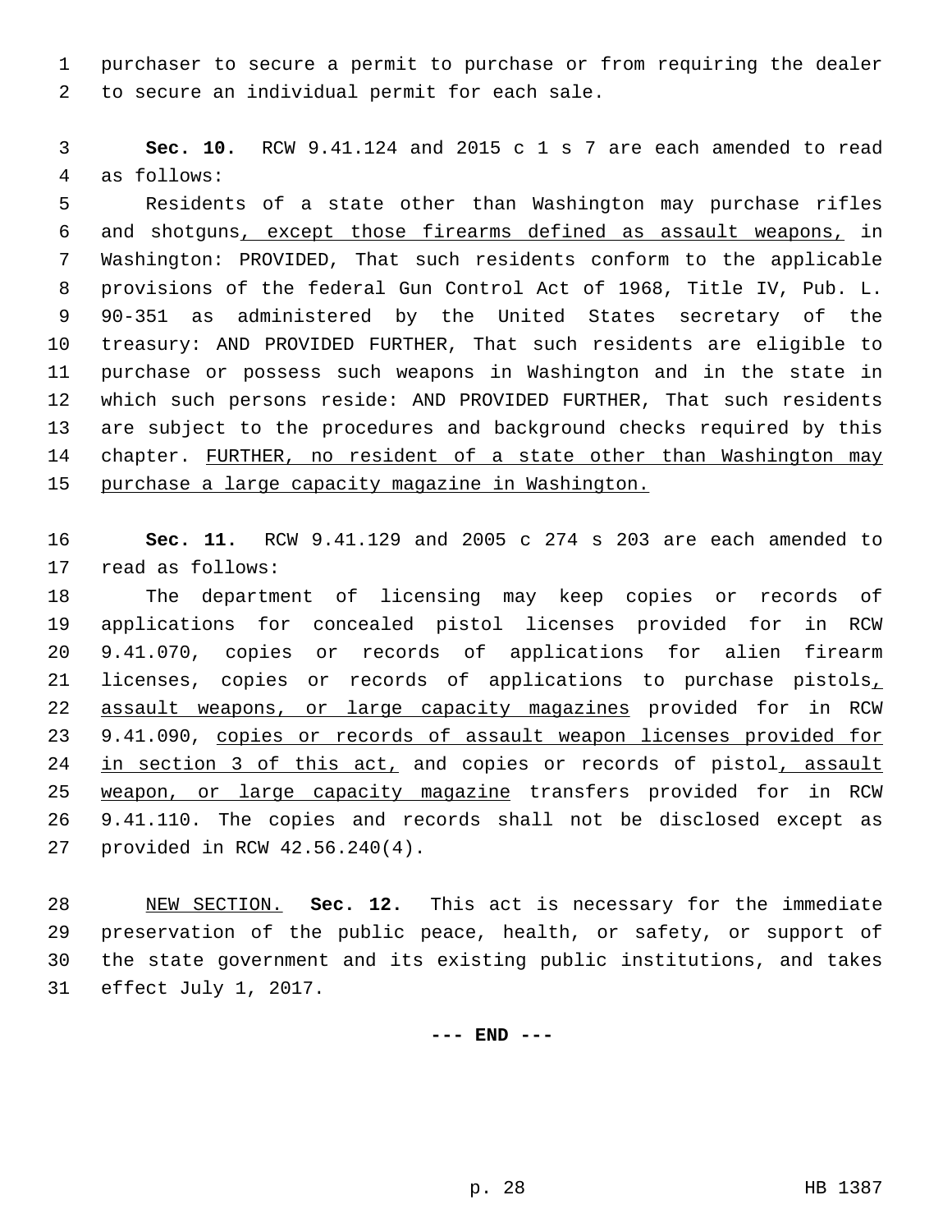purchaser to secure a permit to purchase or from requiring the dealer to secure an individual permit for each sale.

**Sec. 10.** RCW 9.41.124 and 2015 c 1 s 7 are each amended to read as follows:

Residents of a state other than Washington may purchase rifles and shotguns, except those firearms defined as assault weapons, in Washington: PROVIDED, That such residents conform to the applicable provisions of the federal Gun Control Act of 1968, Title IV, Pub. L. 90-351 as administered by the United States secretary of the treasury: AND PROVIDED FURTHER, That such residents are eligible to purchase or possess such weapons in Washington and in the state in which such persons reside: AND PROVIDED FURTHER, That such residents are subject to the procedures and background checks required by this chapter. FURTHER, no resident of a state other than Washington may purchase a large capacity magazine in Washington.

**Sec. 11.** RCW 9.41.129 and 2005 c 274 s 203 are each amended to read as follows:

The department of licensing may keep copies or records of applications for concealed pistol licenses provided for in RCW 9.41.070, copies or records of applications for alien firearm licenses, copies or records of applications to purchase pistols, assault weapons, or large capacity magazines provided for in RCW 9.41.090, copies or records of assault weapon licenses provided for in section 3 of this act, and copies or records of pistol, assault weapon, or large capacity magazine transfers provided for in RCW 9.41.110. The copies and records shall not be disclosed except as provided in RCW 42.56.240(4).

NEW SECTION. **Sec. 12.** This act is necessary for the immediate preservation of the public peace, health, or safety, or support of the state government and its existing public institutions, and takes effect July 1, 2017.

**--- END ---**